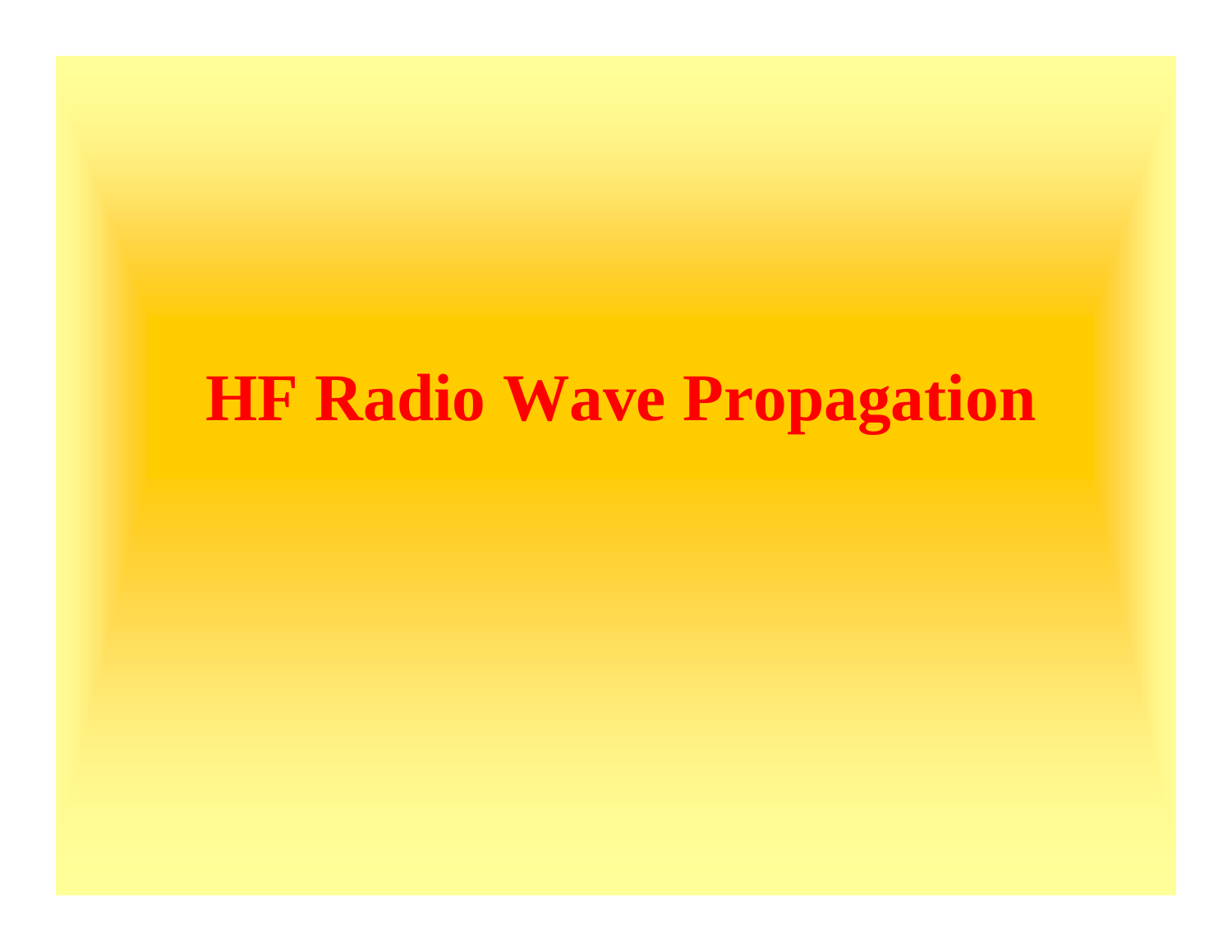# HF Radio Wave Propagation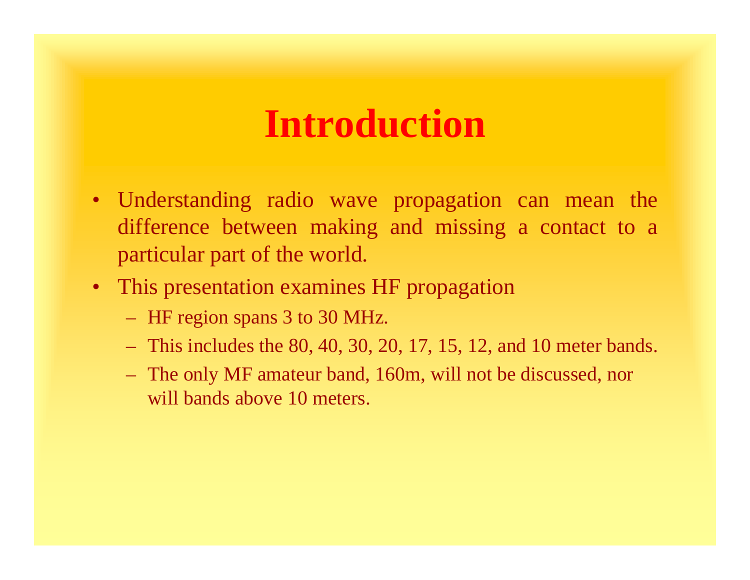# Introduction

- Understanding radio wave propagation can mean the difference between making and missing a contact to a particular part of the world.
- This presentation examines HF propagation
  - HF region spans 3 to 30 MHz.
  - This includes the 80, 40, 30, 20, 17, 15, 12, and 10 meter bands.
  - The only MF amateur band, 160m, will not be discussed, nor will bands above 10 meters.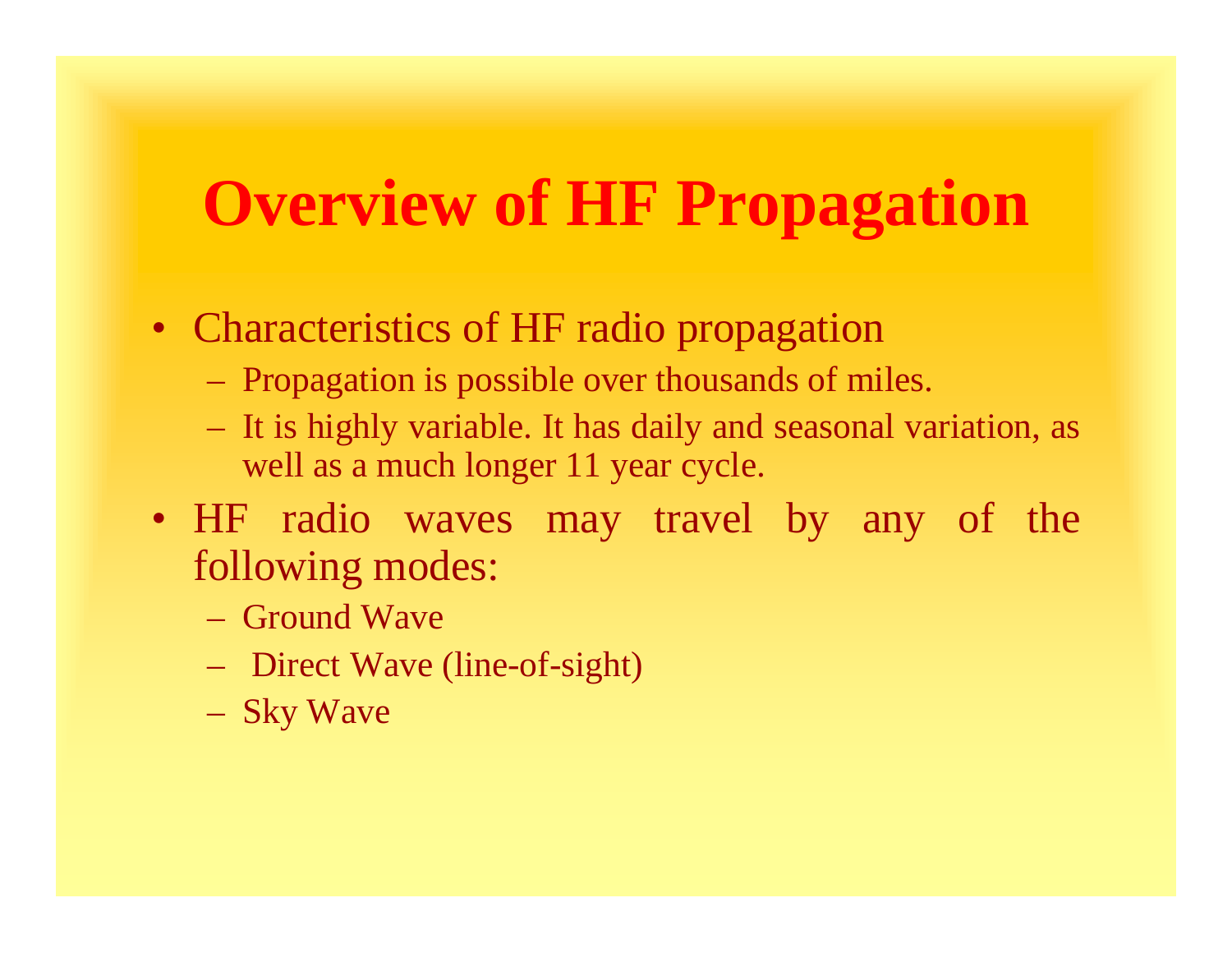# Overview of HF Propagation

- Characteristics of HF radio propagation
  - Propagation is possible over thousands of miles.
  - It is highly variable. It has daily and seasonal variation, as well as a much longer 11 year cycle.
- HF radio waves may travel by any of the following modes:
  - Ground Wave
  - Direct Wave (line-of-sight)
  - Sky Wave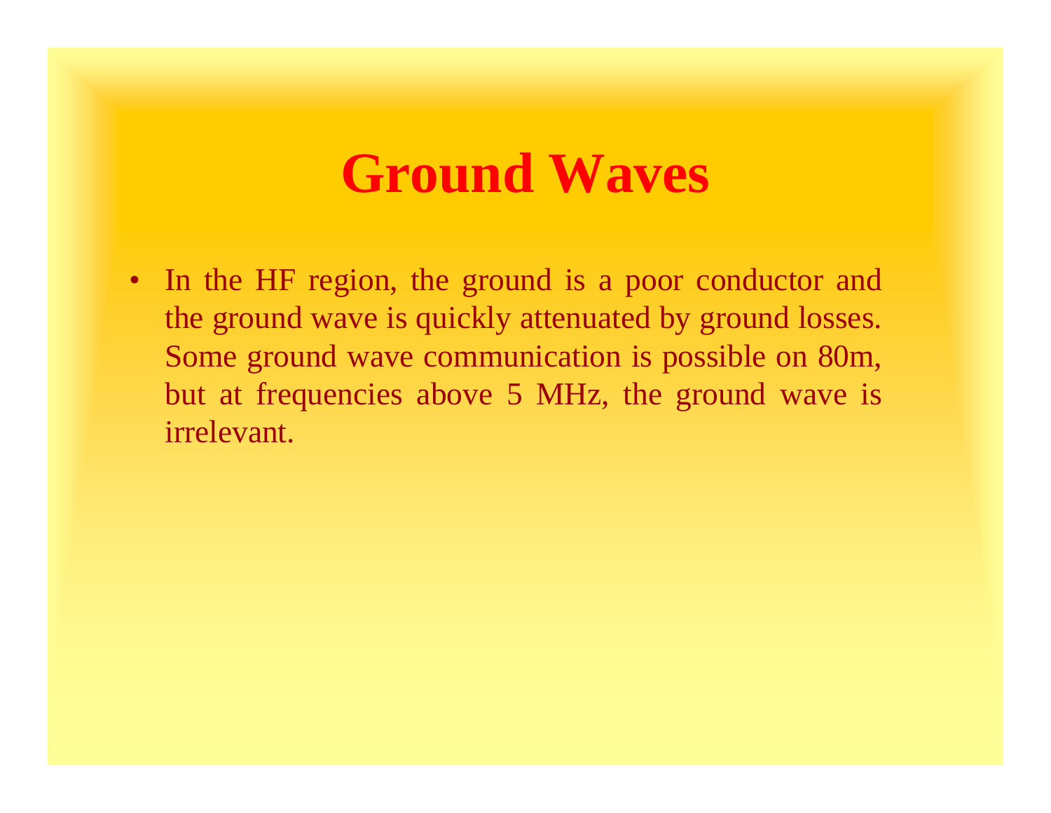# Ground Waves

- In the HF region, the ground is a poor conductor and the ground wave is quickly attenuated by ground losses. Some ground wave communication is possible on 80m, but at frequencies above 5 MHz, the ground wave is irrelevant.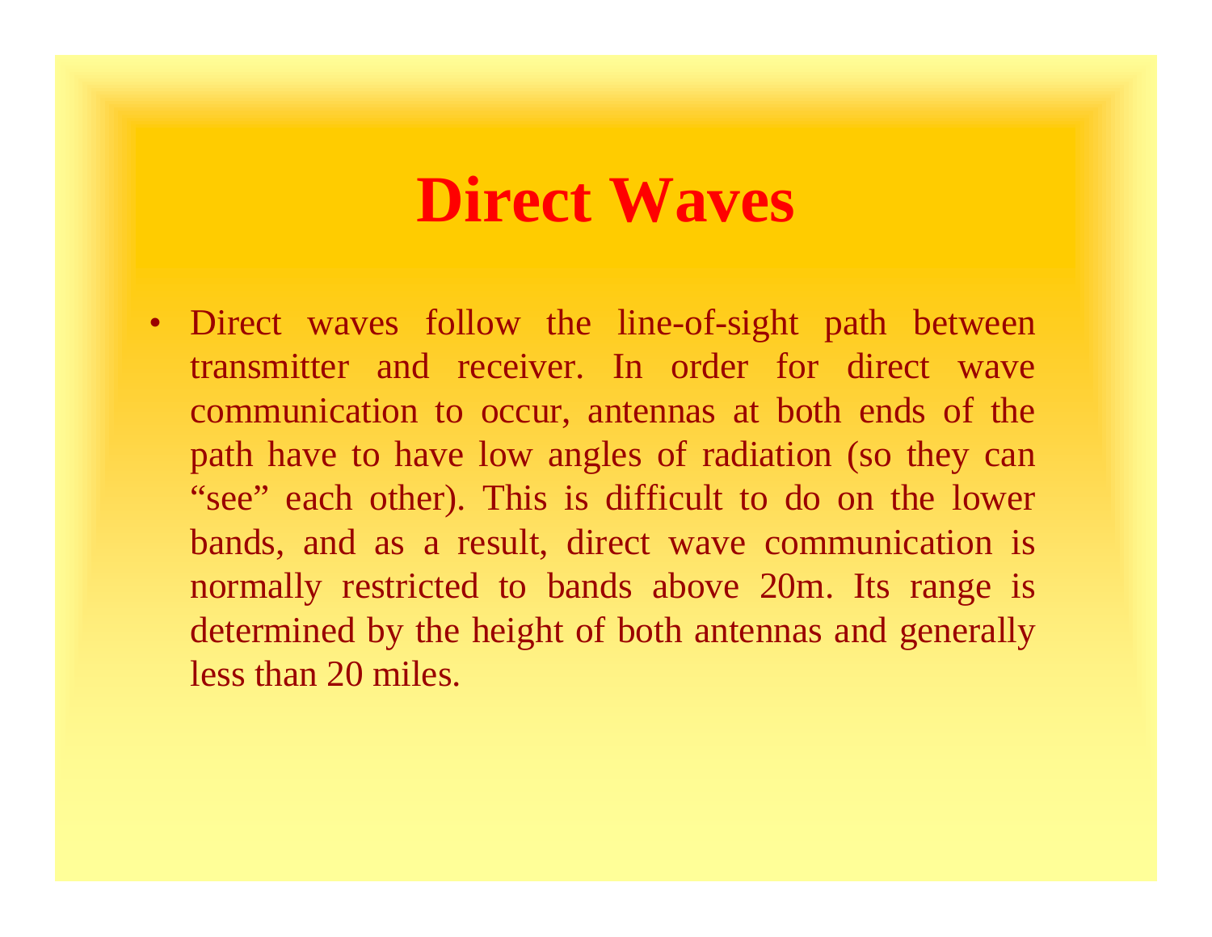# Direct Waves

- Direct waves follow the line-of-sight path between transmitter and receiver. In order for direct wave communication to occur, antennas at both ends of the path have to have low angles of radiation (so they can "see" each other). This is difficult to do on the lower bands, and as a result, direct wave communication is normally restricted to bands above 20m. Its range is determined by the height of both antennas and generally less than 20 miles.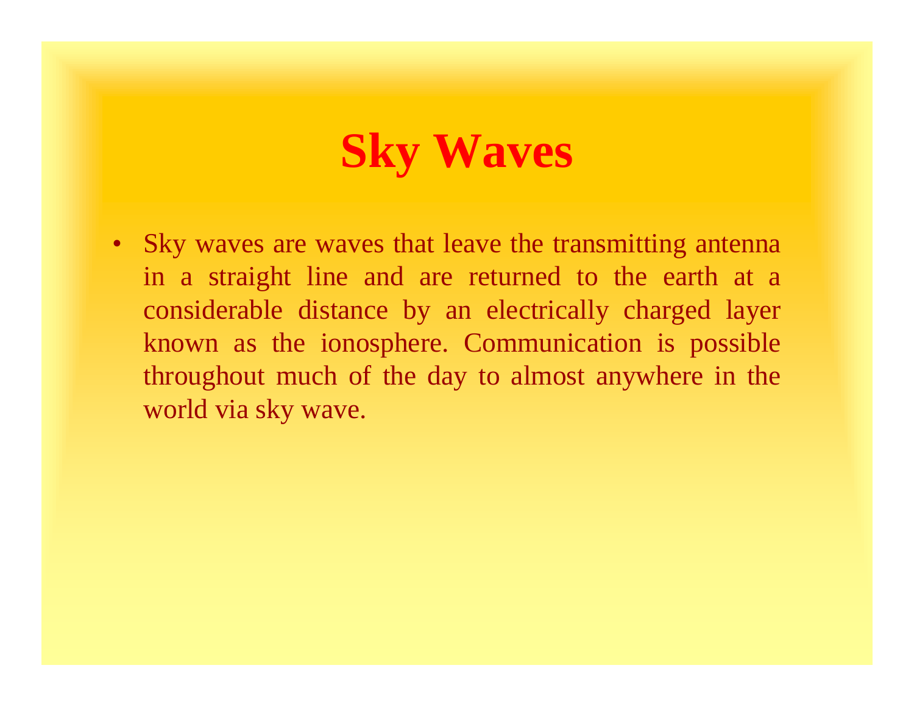# Sky Waves

- Sky waves are waves that leave the transmitting antenna in a straight line and are returned to the earth at a considerable distance by an electrically charged layer known as the ionosphere. Communication is possible throughout much of the day to almost anywhere in the world via sky wave.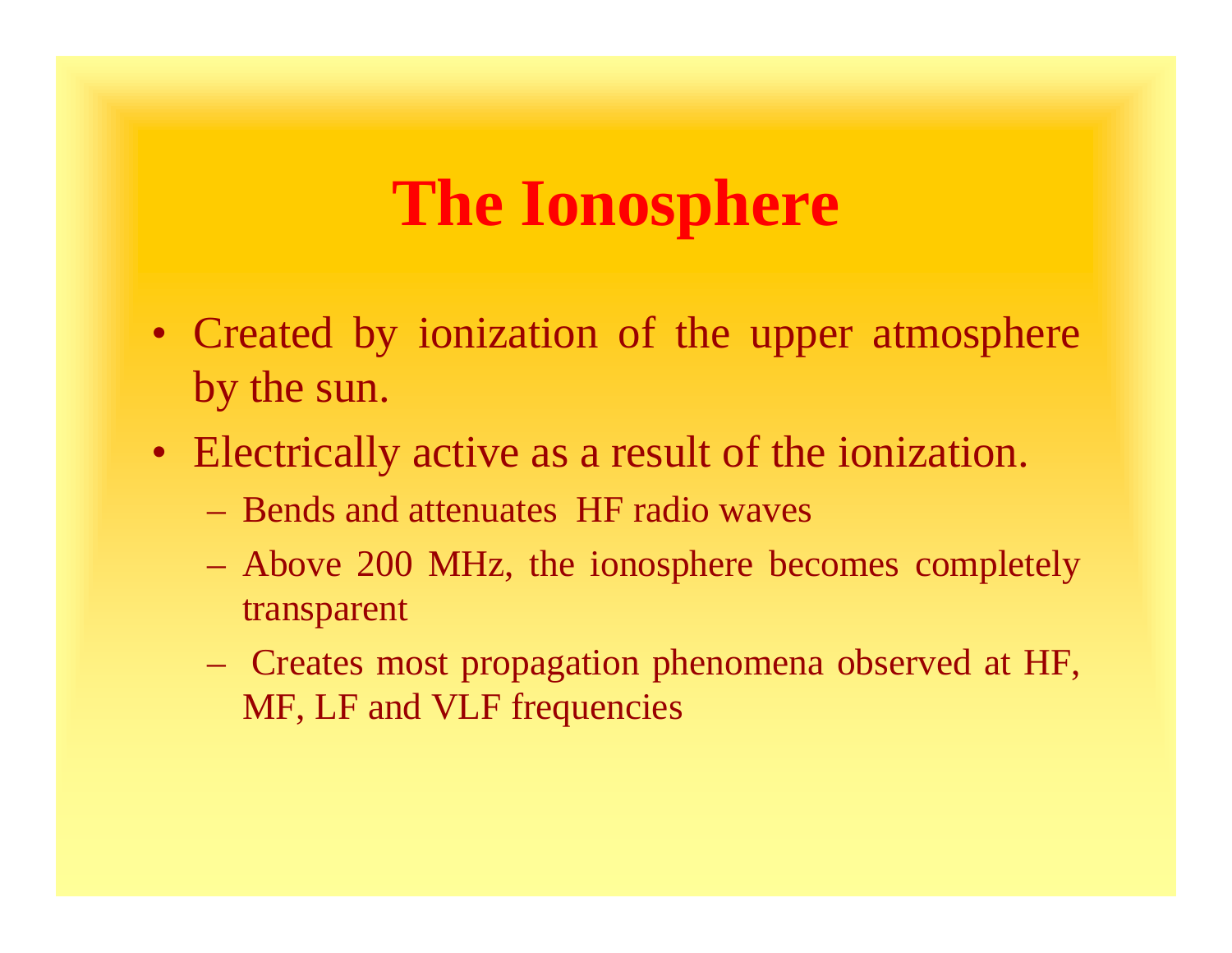# The Ionosphere

- Created by ionization of the upper atmosphere by the sun.
- Electrically active as a result of the ionization.
  - Bends and attenuates HF radio waves
  - Above 200 MHz, the ionosphere becomes completely transparent
  - Creates most propagation phenomena observed at HF, MF, LF and VLF frequencies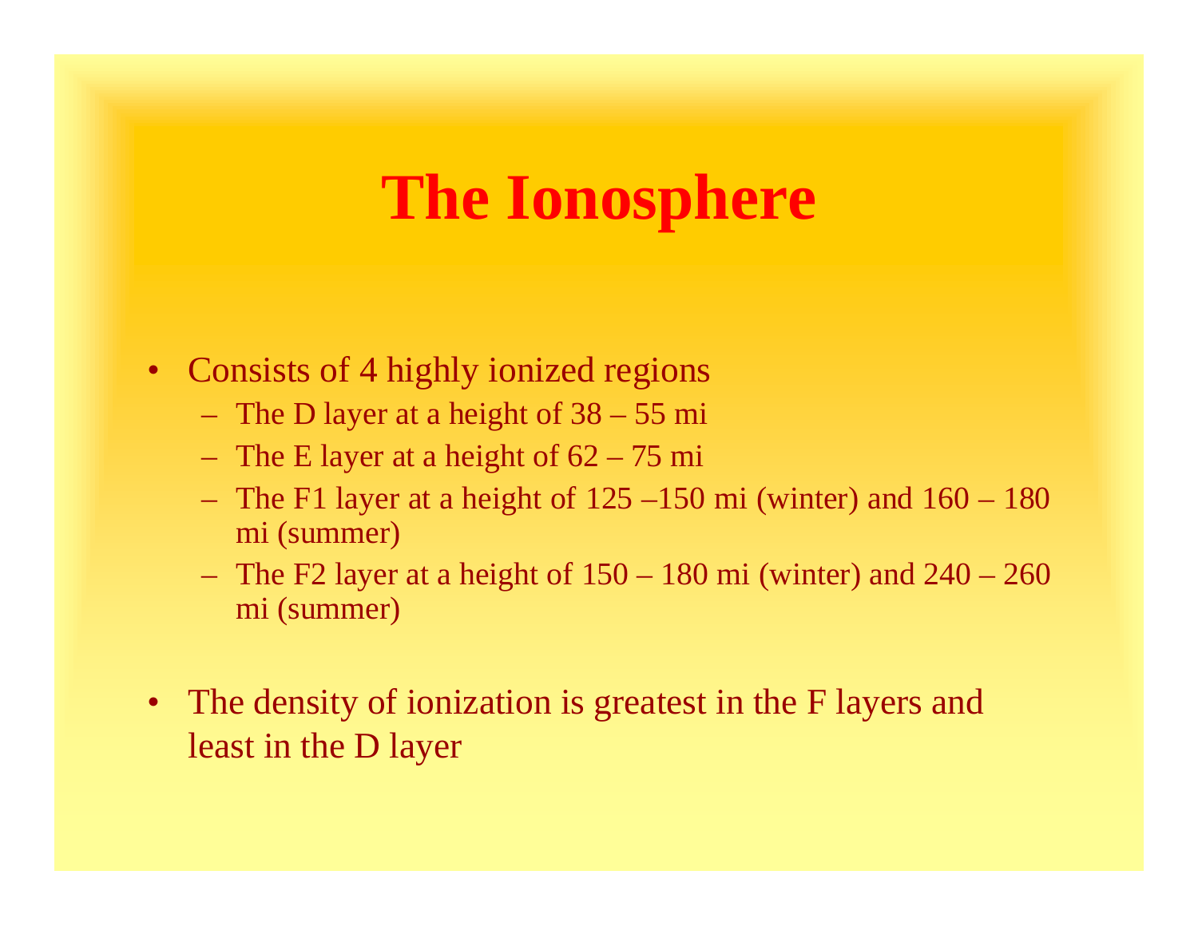# The Ionosphere

- Consists of 4 highly ionized regions
  - The D layer at a height of 38 – 55 mi
  - The E layer at a height of 62 – 75 mi
  - The F1 layer at a height of 125 –150 mi (winter) and 160 – 180 mi (summer)
  - The F2 layer at a height of 150 – 180 mi (winter) and 240 – 260 mi (summer)
- The density of ionization is greatest in the F layers and least in the D layer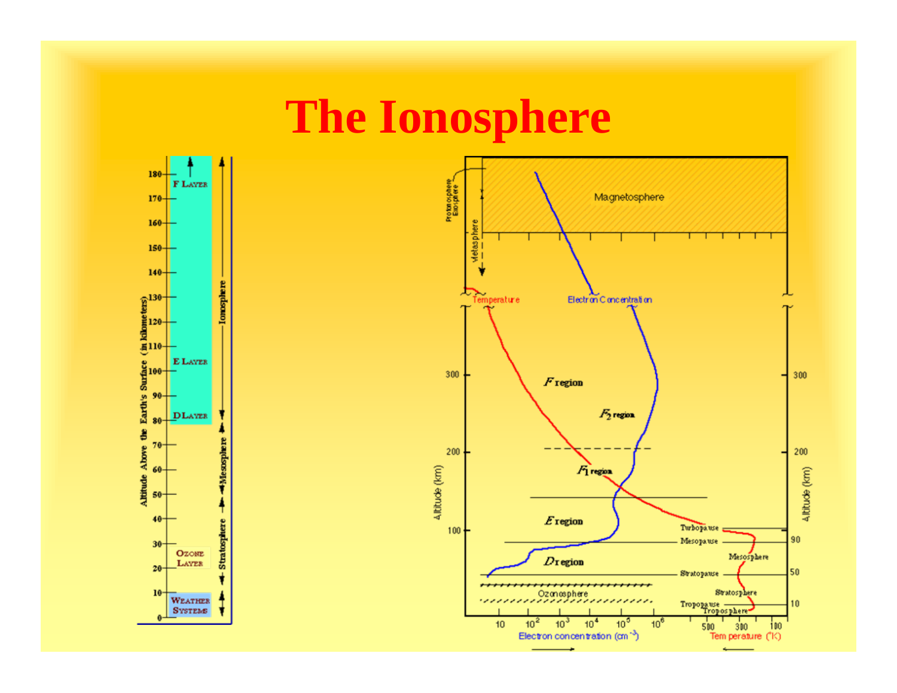# The Ionosphere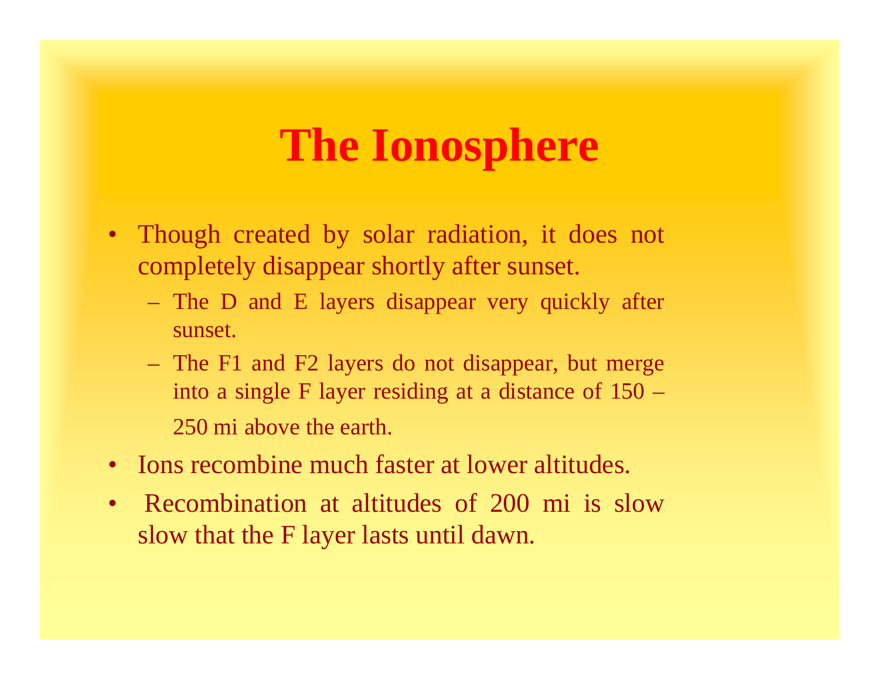# The Ionosphere

- Though created by solar radiation, it does not completely disappear shortly after sunset.
  - The D and E layers disappear very quickly after sunset.
  - The F1 and F2 layers do not disappear, but merge into a single F layer residing at a distance of 150 – 250 mi above the earth.
- Ions recombine much faster at lower altitudes.
- Recombination at altitudes of 200 mi is slow slow that the F layer lasts until dawn.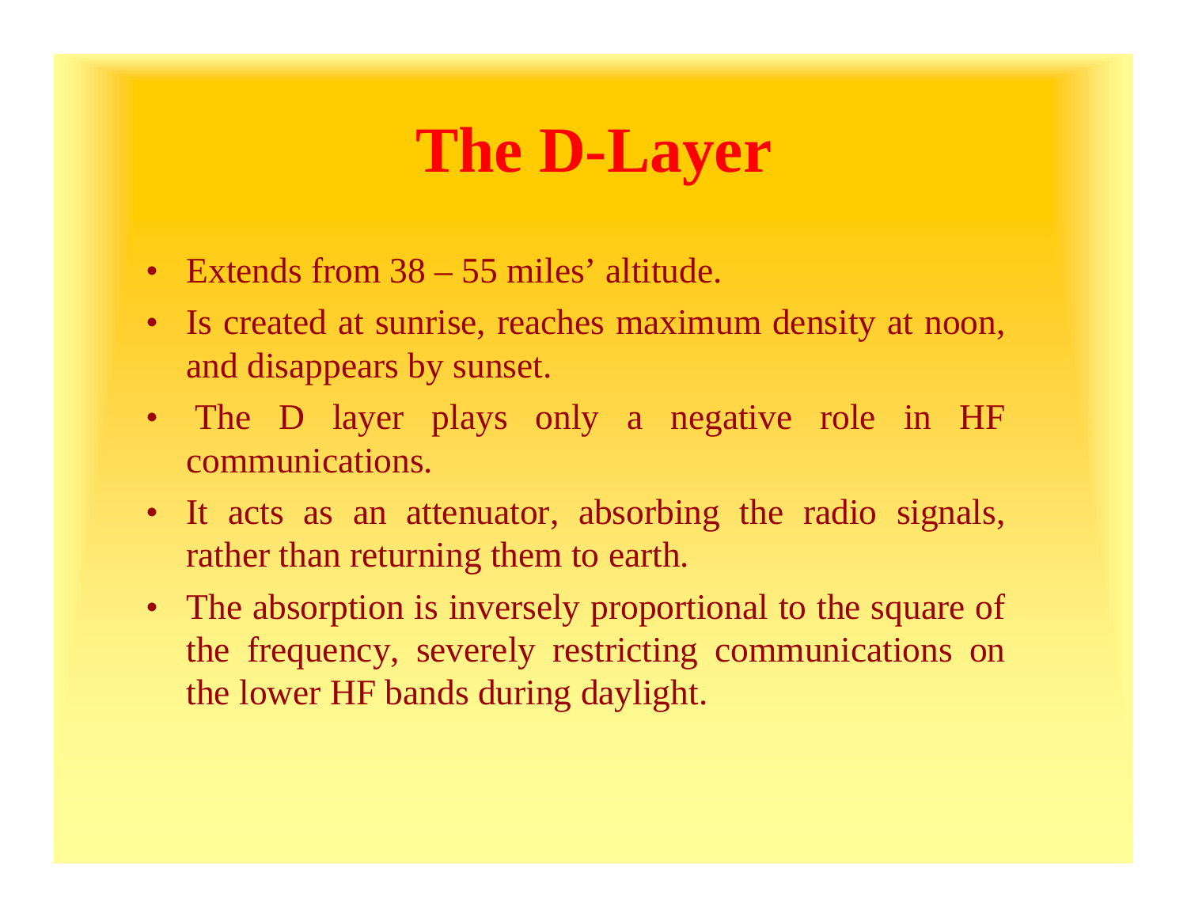# The D-Layer

- Extends from 38 – 55 miles' altitude.
- Is created at sunrise, reaches maximum density at noon, and disappears by sunset.
- The D layer plays only a negative role in HF communications.
- It acts as an attenuator, absorbing the radio signals, rather than returning them to earth.
- The absorption is inversely proportional to the square of the frequency, severely restricting communications on the lower HF bands during daylight.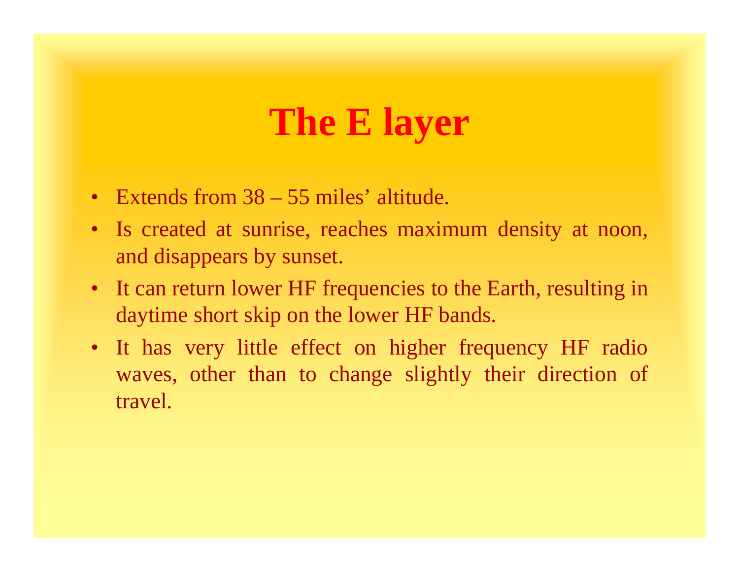# The E layer

- Extends from 38 – 55 miles' altitude.
- Is created at sunrise, reaches maximum density at noon, and disappears by sunset.
- It can return lower HF frequencies to the Earth, resulting in daytime short skip on the lower HF bands.
- It has very little effect on higher frequency HF radio waves, other than to change slightly their direction of travel.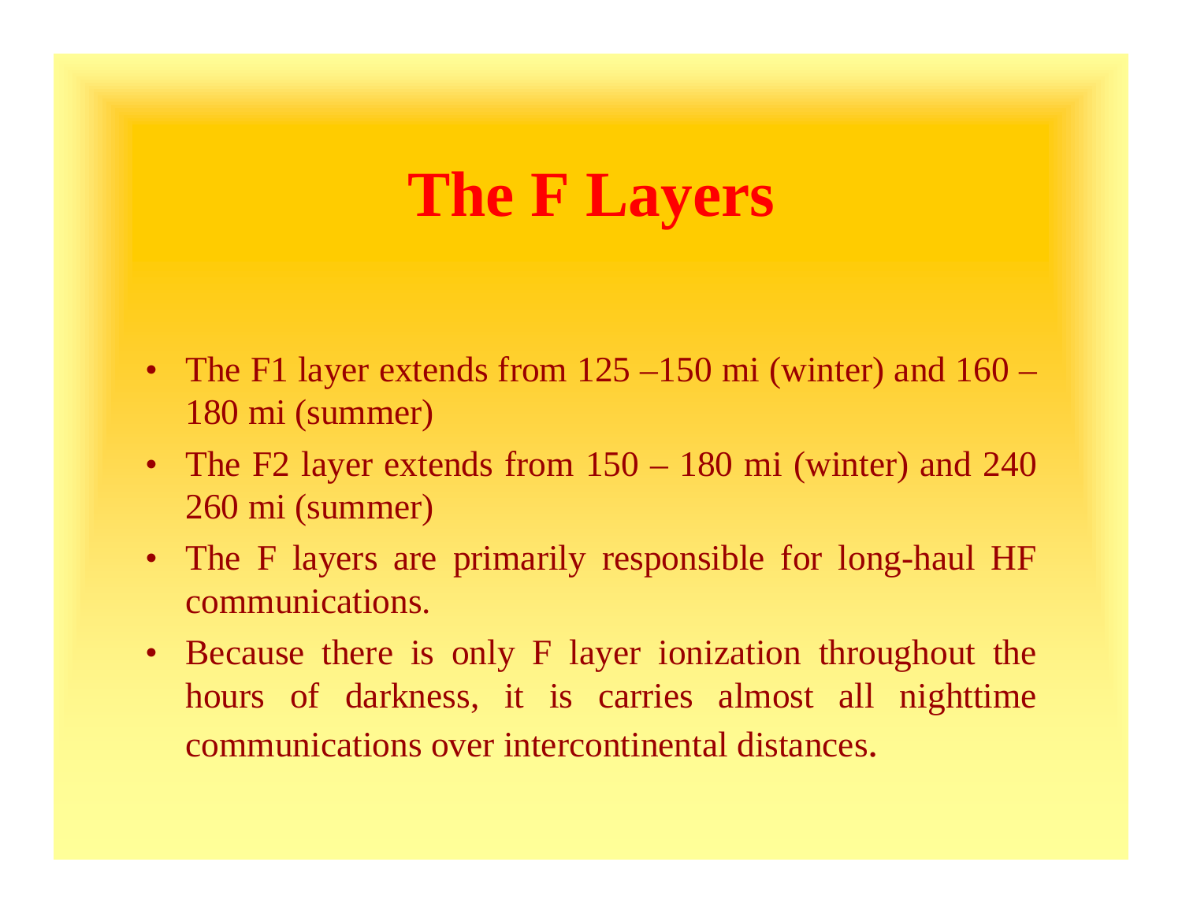# The F Layers

- The F1 layer extends from 125 –150 mi (winter) and 160 – 180 mi (summer)
- The F2 layer extends from 150 – 180 mi (winter) and 240 260 mi (summer)
- The F layers are primarily responsible for long-haul HF communications.
- Because there is only F layer ionization throughout the hours of darkness, it is carries almost all nighttime communications over intercontinental distances.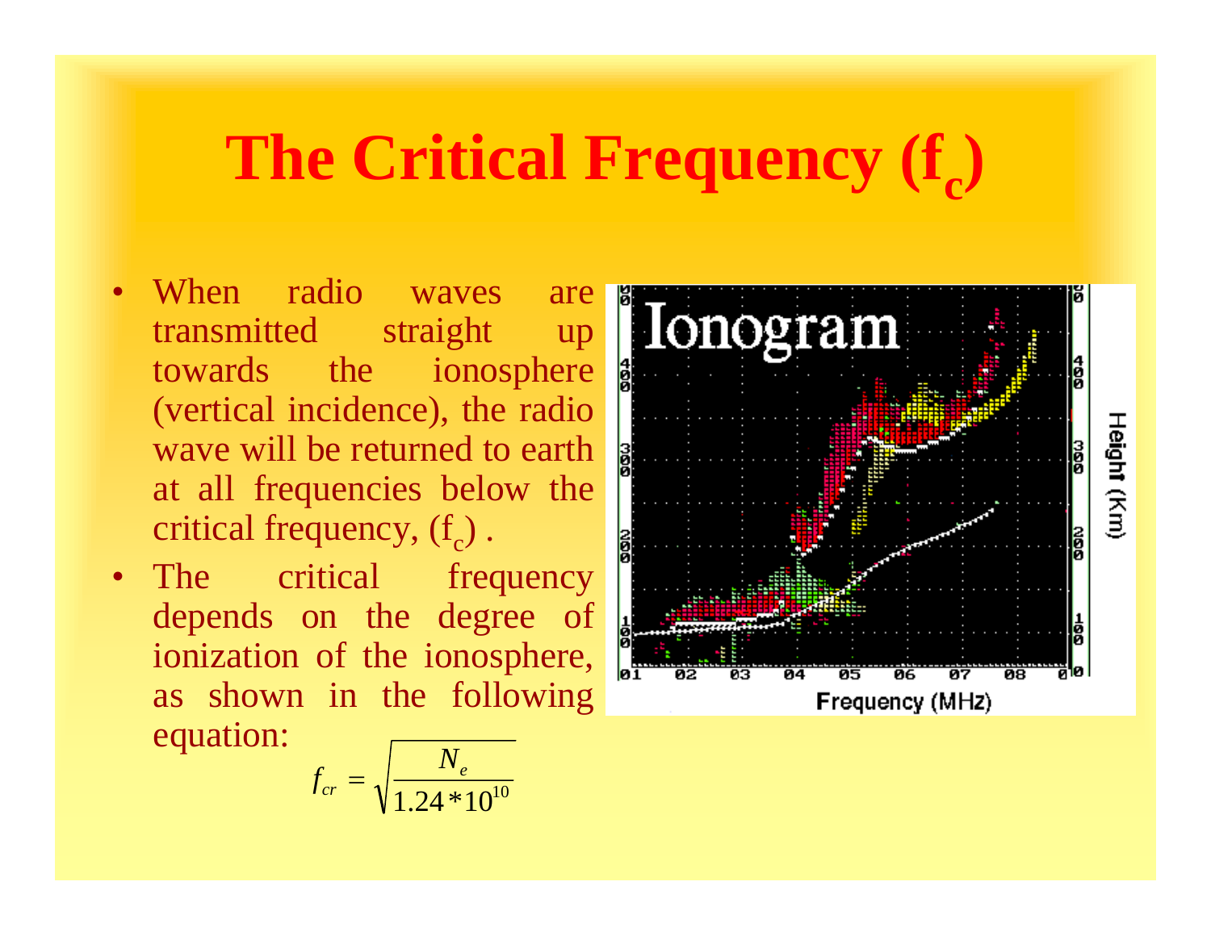# The Critical Frequency ($f_c$)

- When radio waves are transmitted straight up towards the ionosphere (vertical incidence), the radio wave will be returned to earth at all frequencies below the critical frequency, ($f_c$) .
- The critical frequency depends on the degree of ionization of the ionosphere, as shown in the following equation:

$$f_{cr} = \sqrt{\frac{N_e}{1.24 * 10^{10}}}$$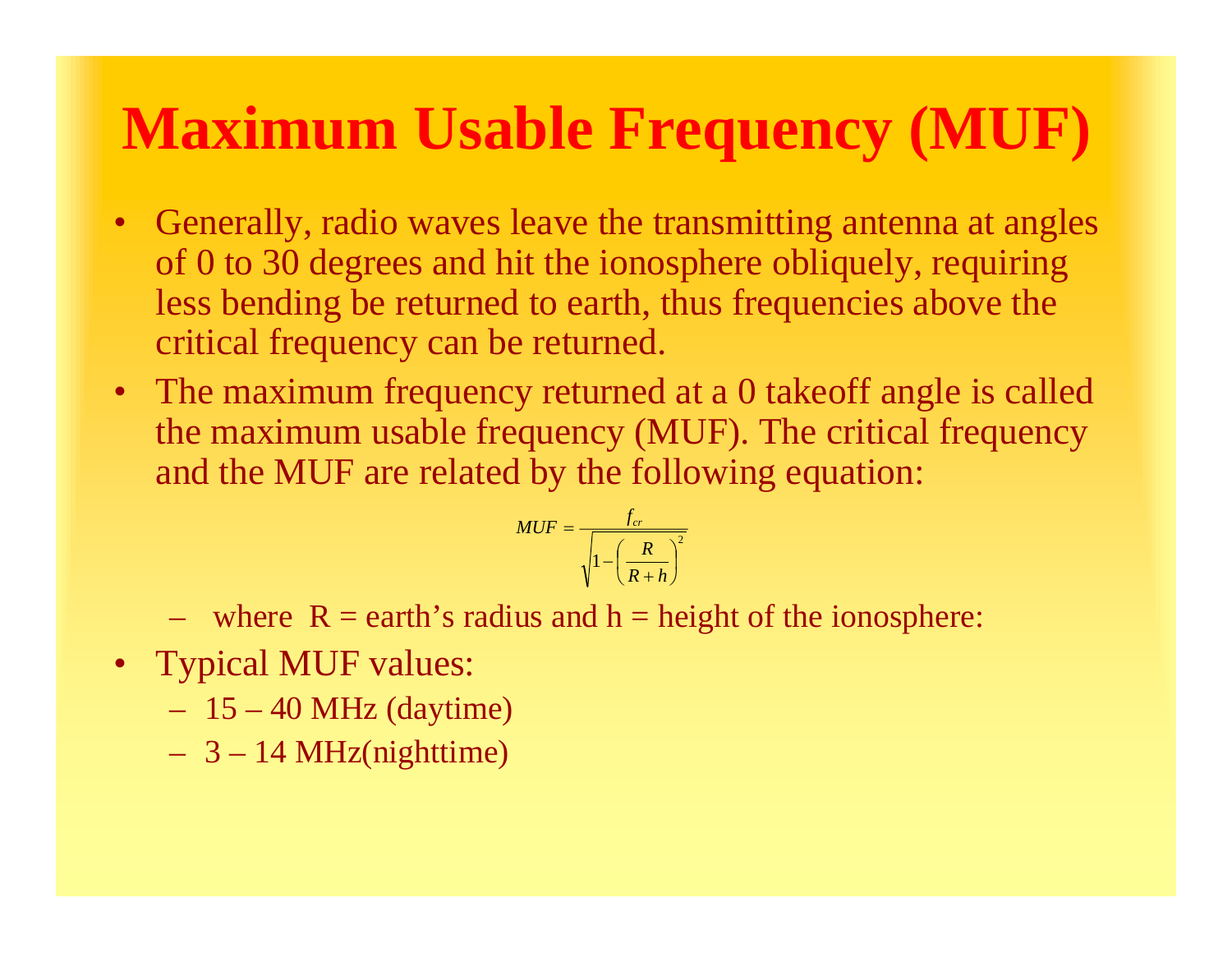# Maximum Usable Frequency (MUF)

- Generally, radio waves leave the transmitting antenna at angles of 0 to 30 degrees and hit the ionosphere obliquely, requiring less bending be returned to earth, thus frequencies above the critical frequency can be returned.
- The maximum frequency returned at a 0 takeoff angle is called the maximum usable frequency (MUF). The critical frequency and the MUF are related by the following equation:

$$MUF = \frac{f_{cr}}{\sqrt{1 - \left(\frac{R}{R+h}\right)^2}}$$

  - where R = earth's radius and h = height of the ionosphere:
- Typical MUF values:
  - 15 – 40 MHz (daytime)
  - 3 – 14 MHz(nighttime)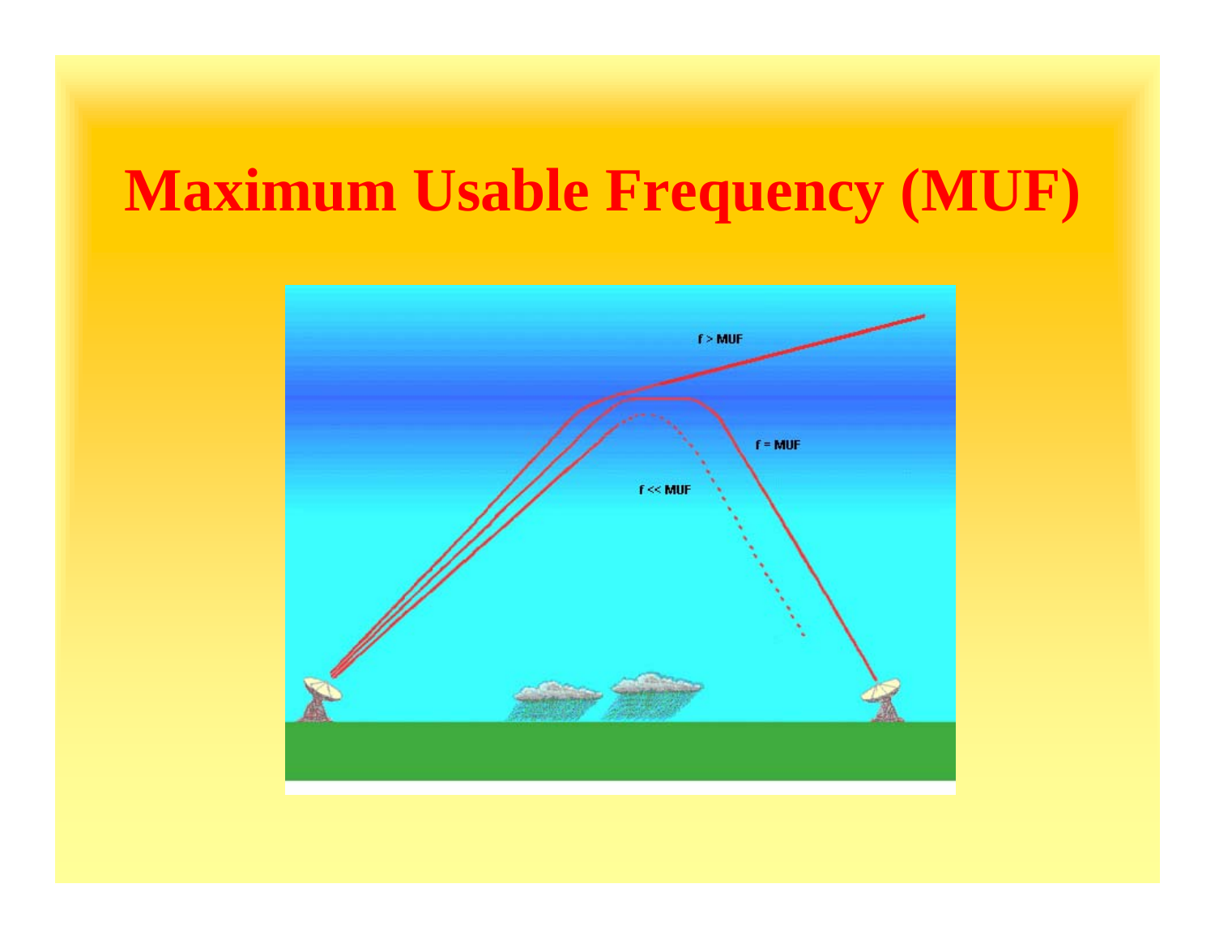# Maximum Usable Frequency (MUF)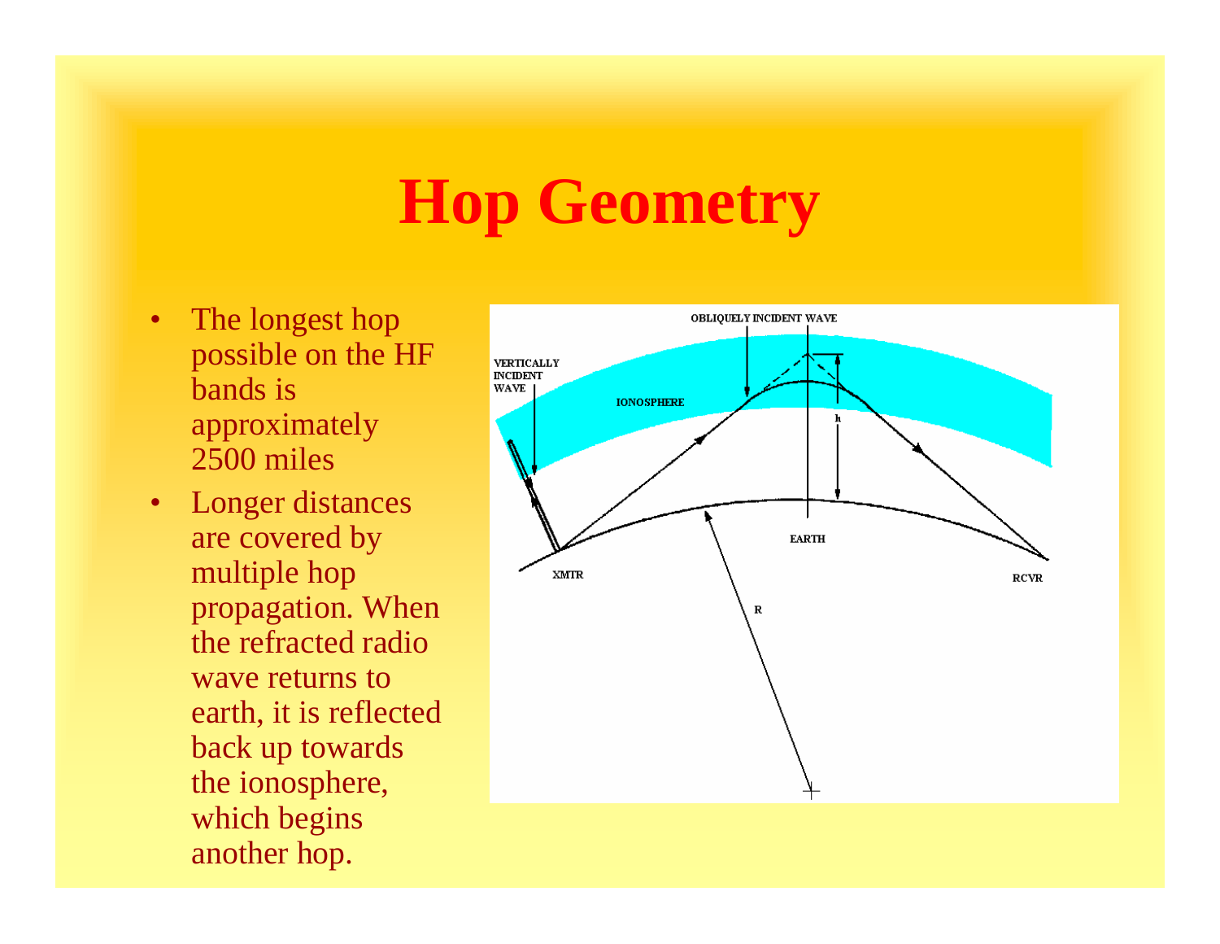# Hop Geometry

- The longest hop possible on the HF bands is approximately 2500 miles
- Longer distances are covered by multiple hop propagation. When the refracted radio wave returns to earth, it is reflected back up towards the ionosphere, which begins another hop.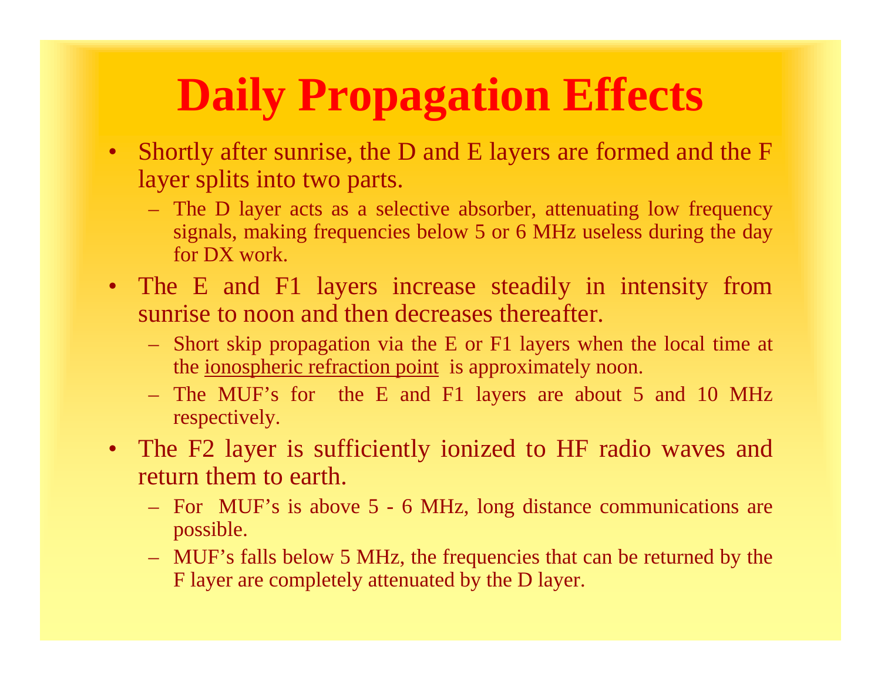# Daily Propagation Effects

- Shortly after sunrise, the D and E layers are formed and the F layer splits into two parts.
  - The D layer acts as a selective absorber, attenuating low frequency signals, making frequencies below 5 or 6 MHz useless during the day for DX work.
- The E and F1 layers increase steadily in intensity from sunrise to noon and then decreases thereafter.
  - Short skip propagation via the E or F1 layers when the local time at the ionospheric refraction point is approximately noon.
  - The MUF's for the E and F1 layers are about 5 and 10 MHz respectively.
- The F2 layer is sufficiently ionized to HF radio waves and return them to earth.
  - For MUF's is above 5 - 6 MHz, long distance communications are possible.
  - MUF's falls below 5 MHz, the frequencies that can be returned by the F layer are completely attenuated by the D layer.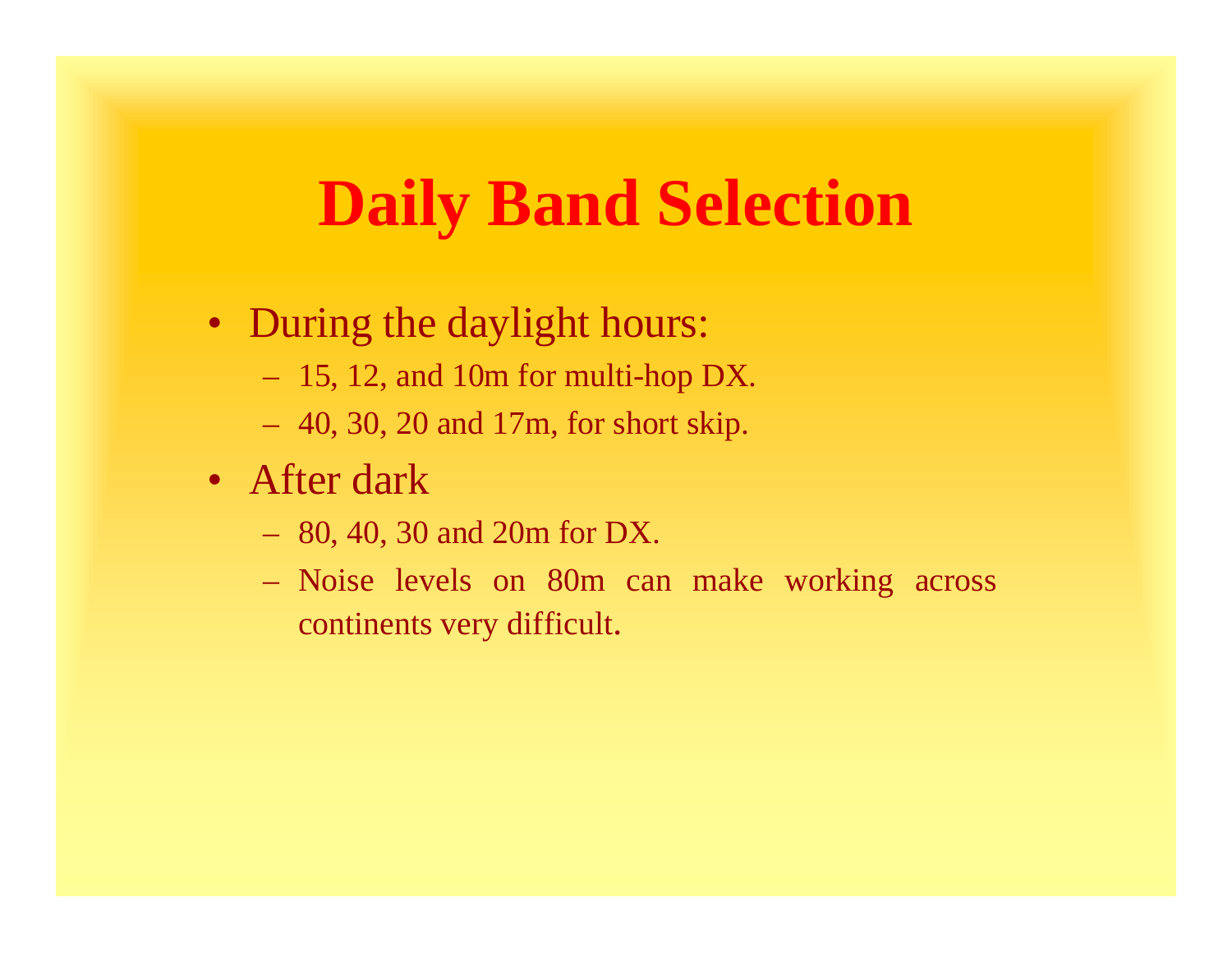# Daily Band Selection

- During the daylight hours:
  - 15, 12, and 10m for multi-hop DX.
  - 40, 30, 20 and 17m, for short skip.
- After dark
  - 80, 40, 30 and 20m for DX.
  - Noise levels on 80m can make working across continents very difficult.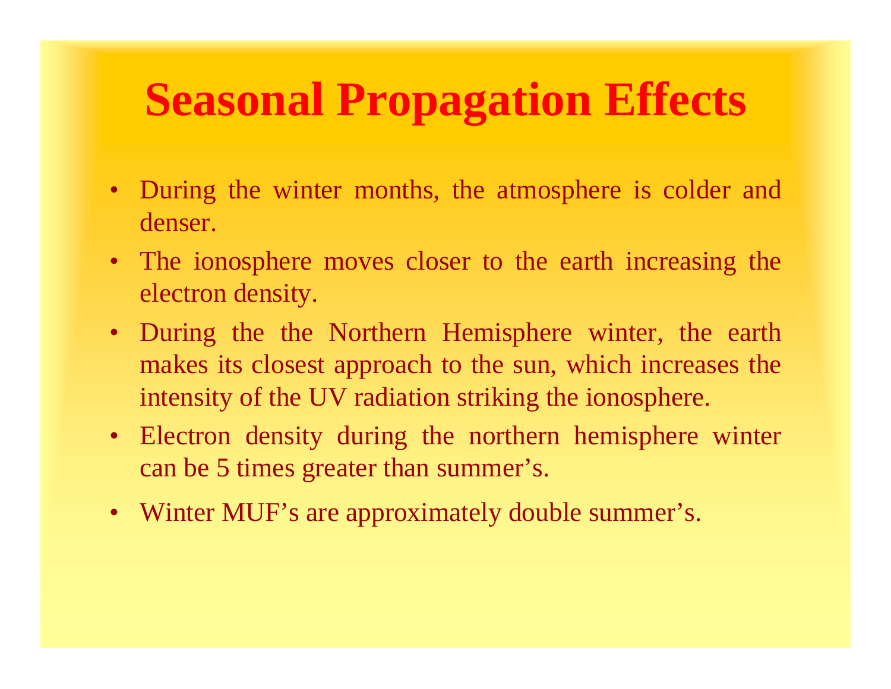# Seasonal Propagation Effects

- During the winter months, the atmosphere is colder and denser.
- The ionosphere moves closer to the earth increasing the electron density.
- During the the Northern Hemisphere winter, the earth makes its closest approach to the sun, which increases the intensity of the UV radiation striking the ionosphere.
- Electron density during the northern hemisphere winter can be 5 times greater than summer's.
- Winter MUF's are approximately double summer's.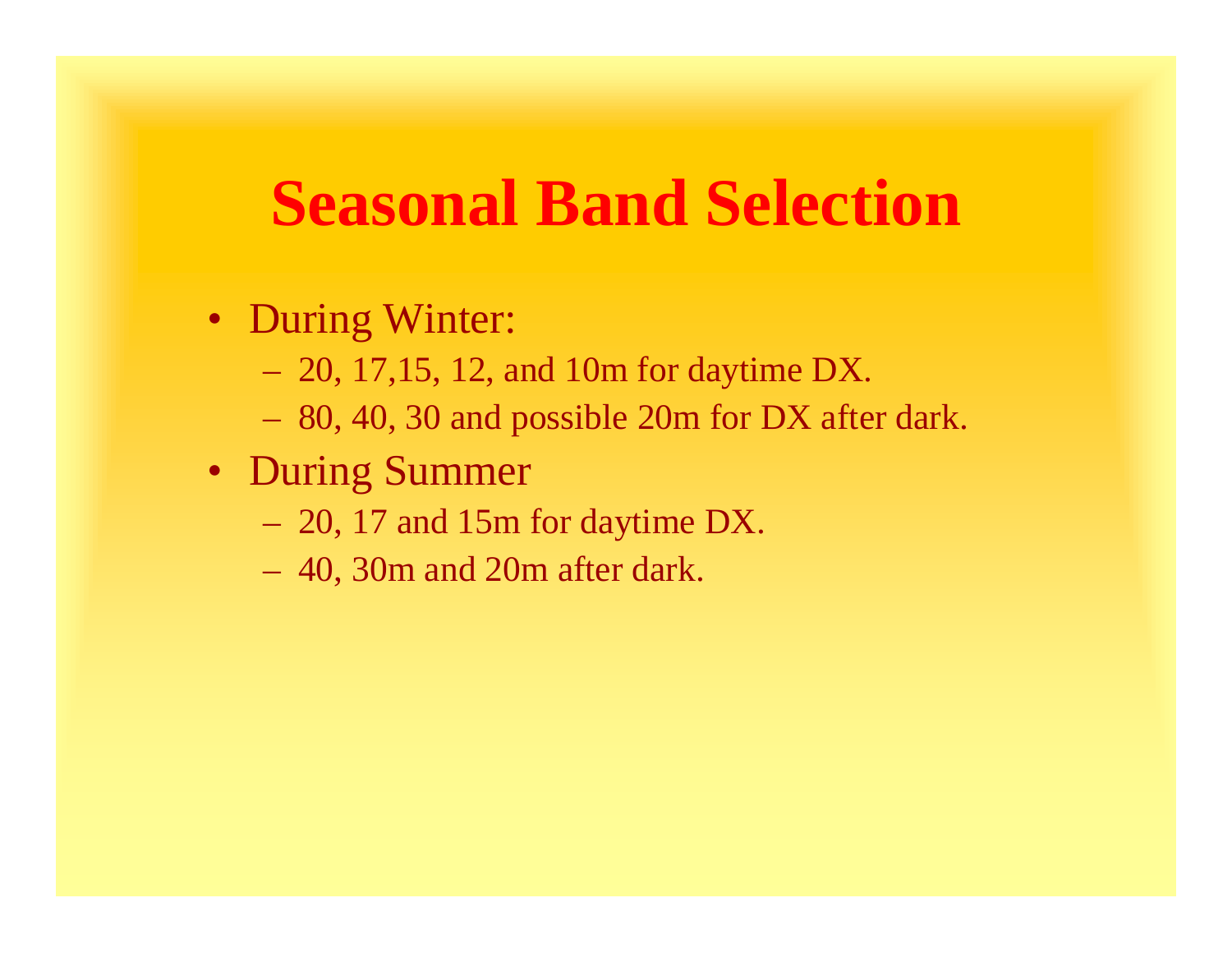# Seasonal Band Selection

- During Winter:
  - 20, 17,15, 12, and 10m for daytime DX.
  - 80, 40, 30 and possible 20m for DX after dark.
- During Summer
  - 20, 17 and 15m for daytime DX.
  - 40, 30m and 20m after dark.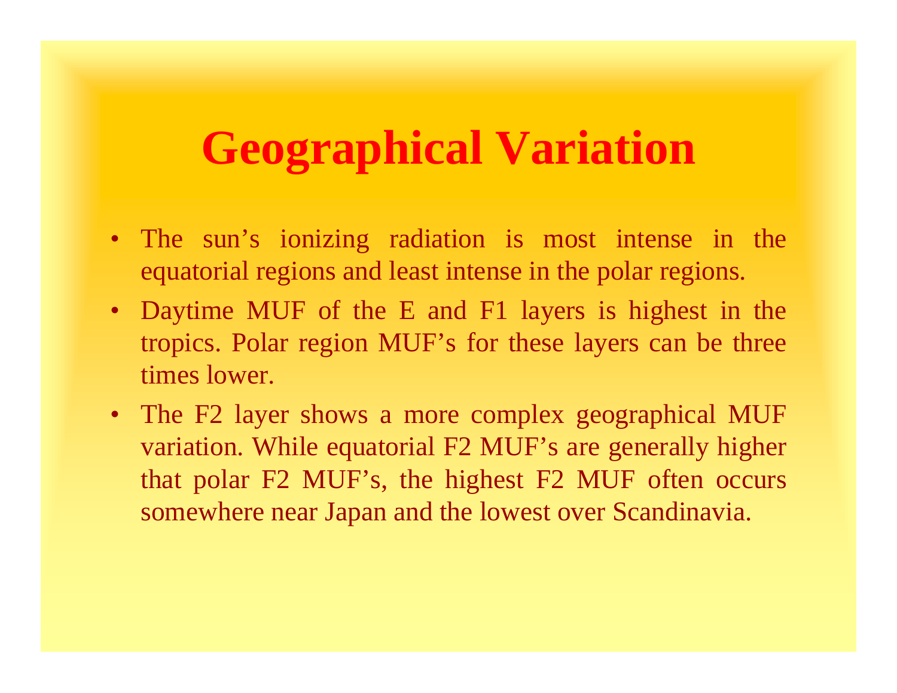# Geographical Variation

- The sun's ionizing radiation is most intense in the equatorial regions and least intense in the polar regions.
- Daytime MUF of the E and F1 layers is highest in the tropics. Polar region MUF's for these layers can be three times lower.
- The F2 layer shows a more complex geographical MUF variation. While equatorial F2 MUF's are generally higher that polar F2 MUF's, the highest F2 MUF often occurs somewhere near Japan and the lowest over Scandinavia.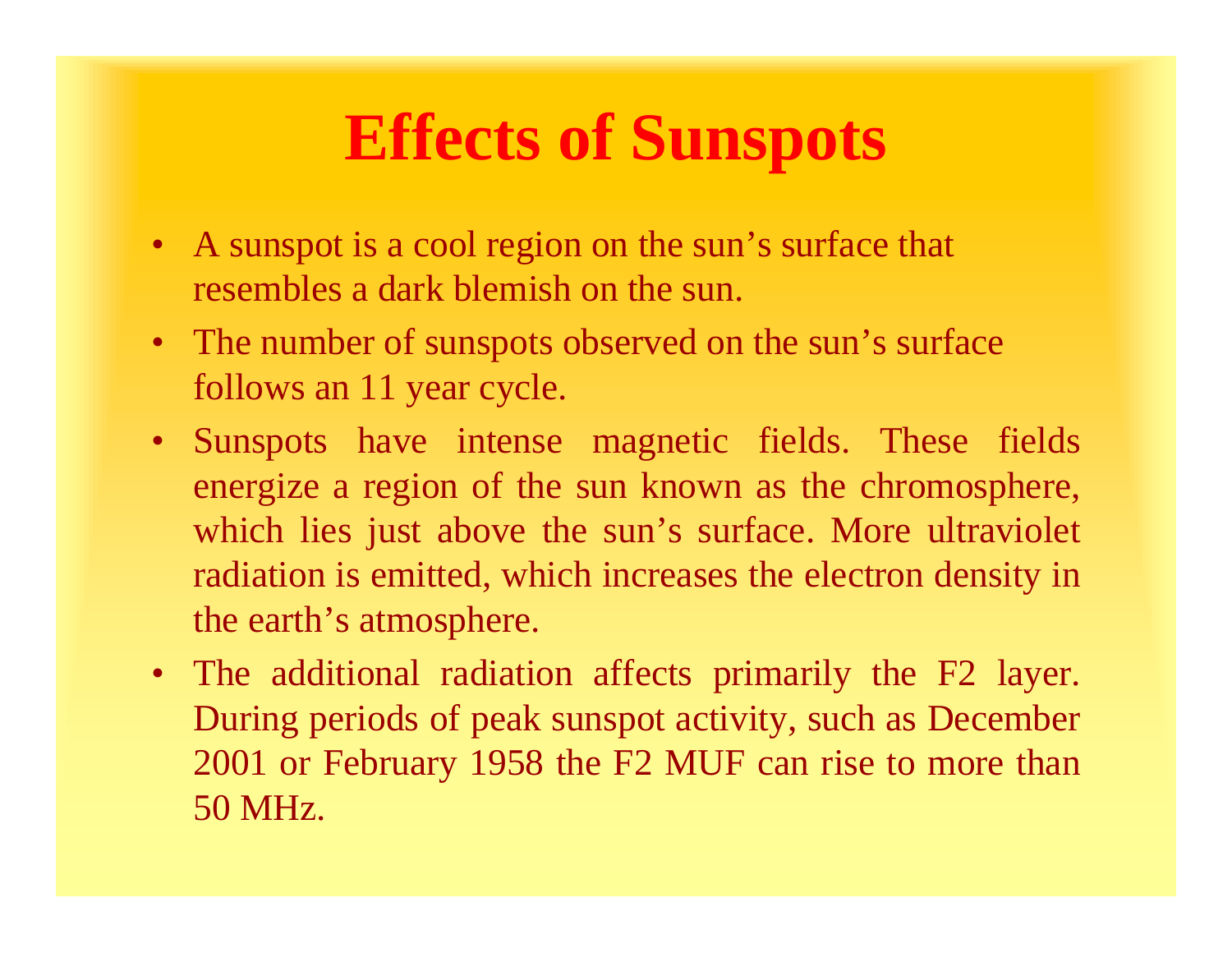# Effects of Sunspots

- A sunspot is a cool region on the sun's surface that resembles a dark blemish on the sun.
- The number of sunspots observed on the sun's surface follows an 11 year cycle.
- Sunspots have intense magnetic fields. These fields energize a region of the sun known as the chromosphere, which lies just above the sun's surface. More ultraviolet radiation is emitted, which increases the electron density in the earth's atmosphere.
- The additional radiation affects primarily the F2 layer. During periods of peak sunspot activity, such as December 2001 or February 1958 the F2 MUF can rise to more than 50 MHz.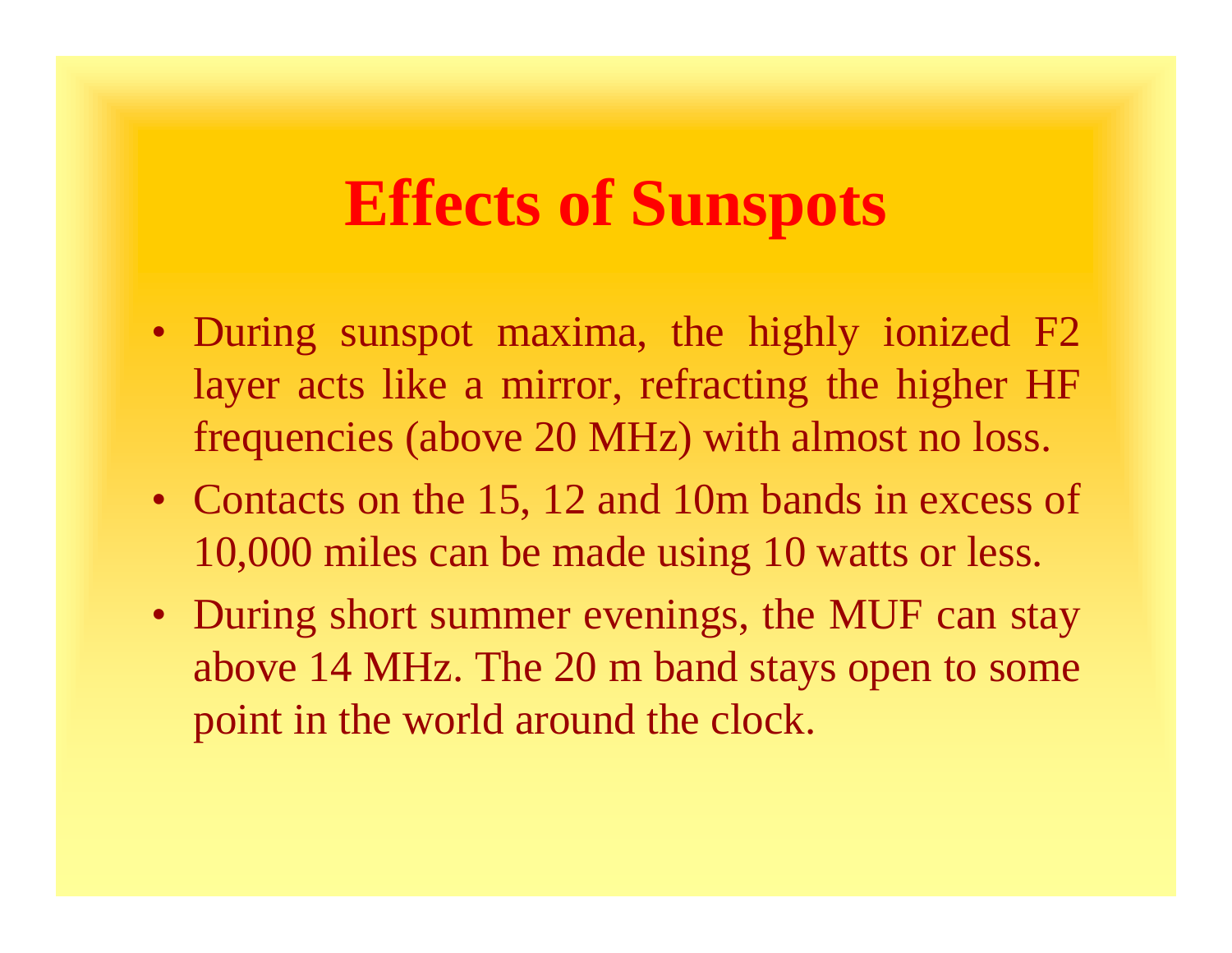# Effects of Sunspots

- During sunspot maxima, the highly ionized F2 layer acts like a mirror, refracting the higher HF frequencies (above 20 MHz) with almost no loss.
- Contacts on the 15, 12 and 10m bands in excess of 10,000 miles can be made using 10 watts or less.
- During short summer evenings, the MUF can stay above 14 MHz. The 20 m band stays open to some point in the world around the clock.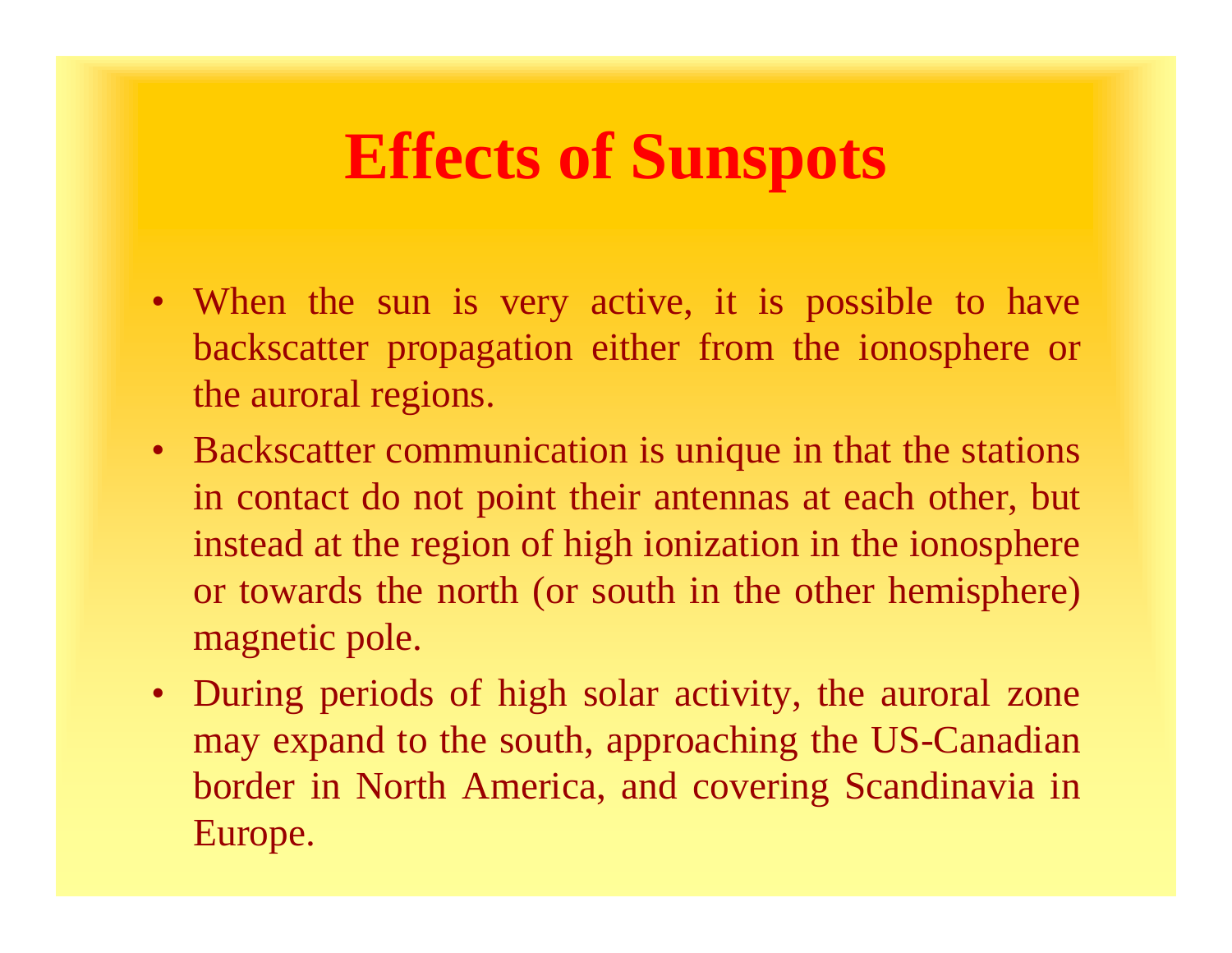# Effects of Sunspots

- When the sun is very active, it is possible to have backscatter propagation either from the ionosphere or the auroral regions.
- Backscatter communication is unique in that the stations in contact do not point their antennas at each other, but instead at the region of high ionization in the ionosphere or towards the north (or south in the other hemisphere) magnetic pole.
- During periods of high solar activity, the auroral zone may expand to the south, approaching the US-Canadian border in North America, and covering Scandinavia in Europe.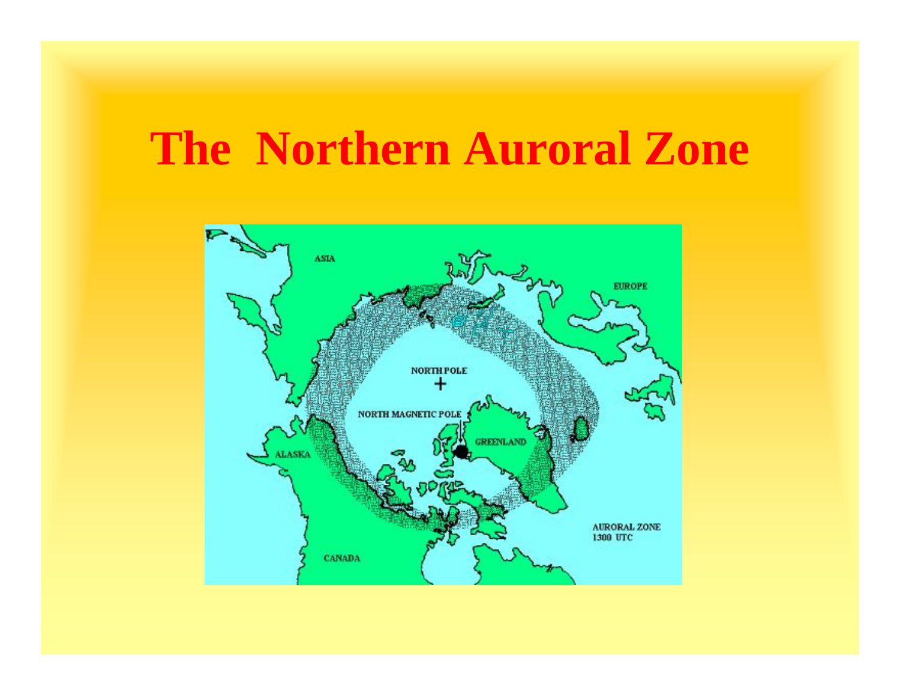# The Northern Auroral Zone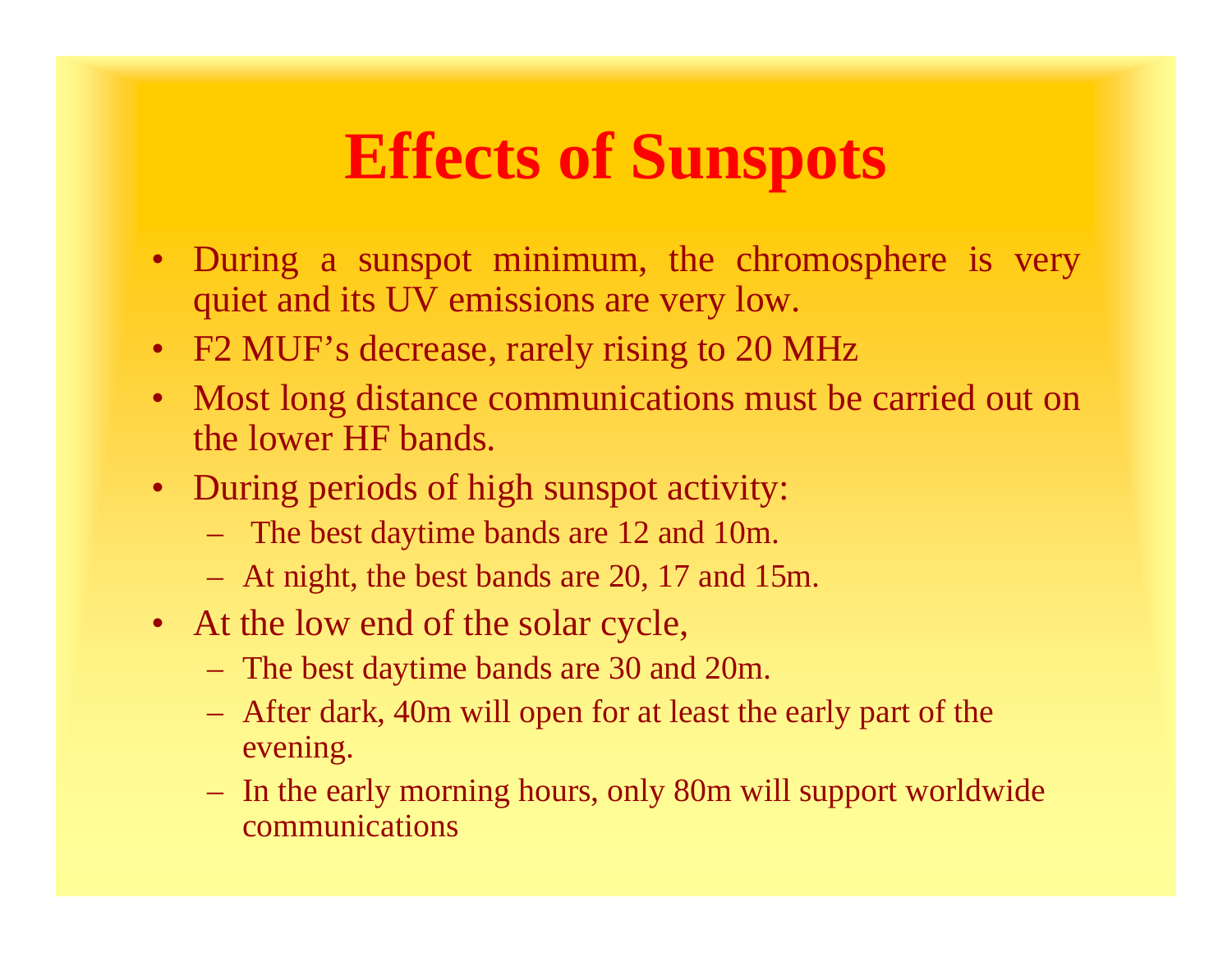# Effects of Sunspots

- During a sunspot minimum, the chromosphere is very quiet and its UV emissions are very low.
- F2 MUF's decrease, rarely rising to 20 MHz
- Most long distance communications must be carried out on the lower HF bands.
- During periods of high sunspot activity:
  - The best daytime bands are 12 and 10m.
  - At night, the best bands are 20, 17 and 15m.
- At the low end of the solar cycle,
  - The best daytime bands are 30 and 20m.
  - After dark, 40m will open for at least the early part of the evening.
  - In the early morning hours, only 80m will support worldwide communications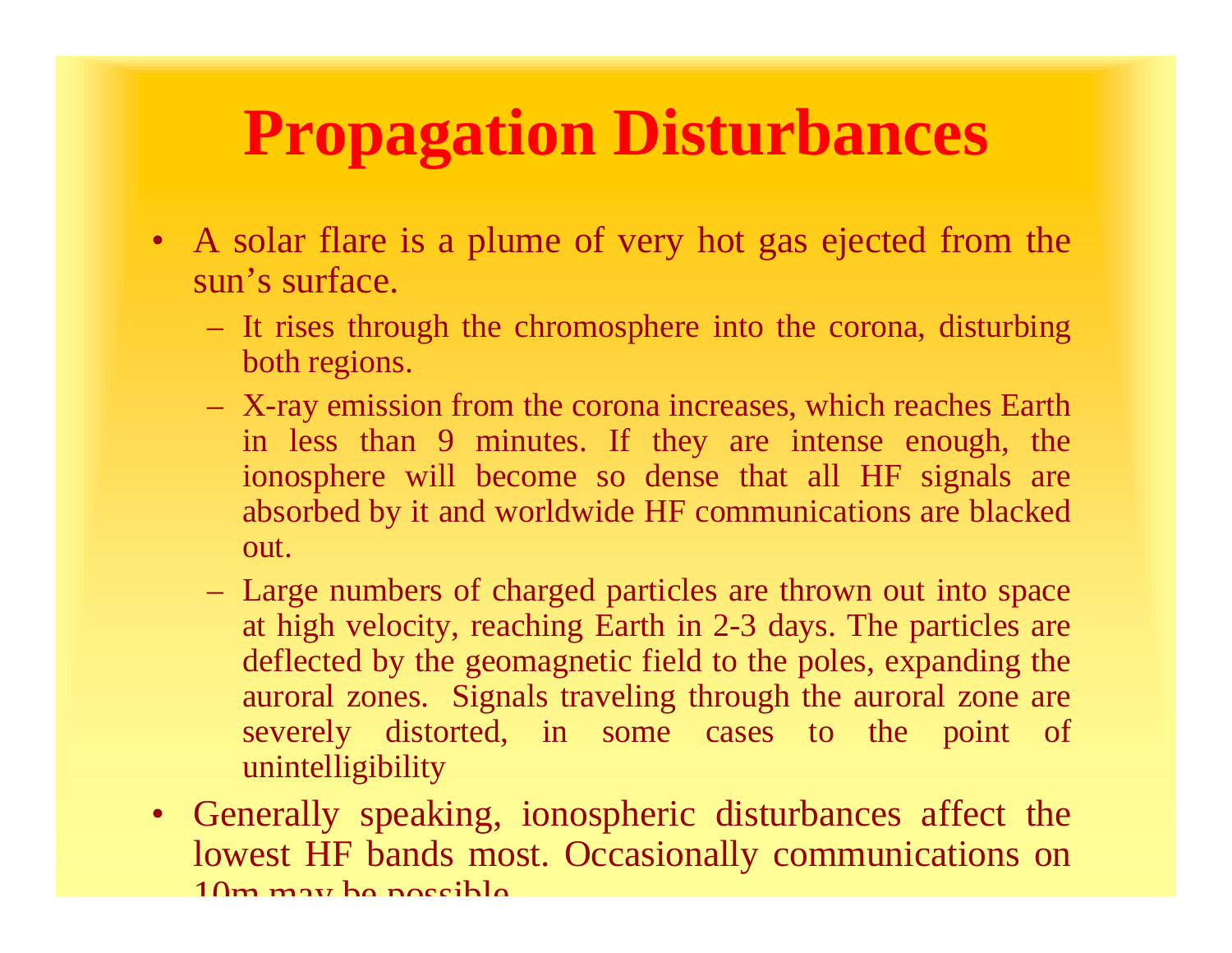# Propagation Disturbances

- A solar flare is a plume of very hot gas ejected from the sun's surface.
  - It rises through the chromosphere into the corona, disturbing both regions.
  - X-ray emission from the corona increases, which reaches Earth in less than 9 minutes. If they are intense enough, the ionosphere will become so dense that all HF signals are absorbed by it and worldwide HF communications are blacked out.
  - Large numbers of charged particles are thrown out into space at high velocity, reaching Earth in 2-3 days. The particles are deflected by the geomagnetic field to the poles, expanding the auroral zones. Signals traveling through the auroral zone are severely distorted, in some cases to the point of unintelligibility
- Generally speaking, ionospheric disturbances affect the lowest HF bands most. Occasionally communications on 10m may be possible.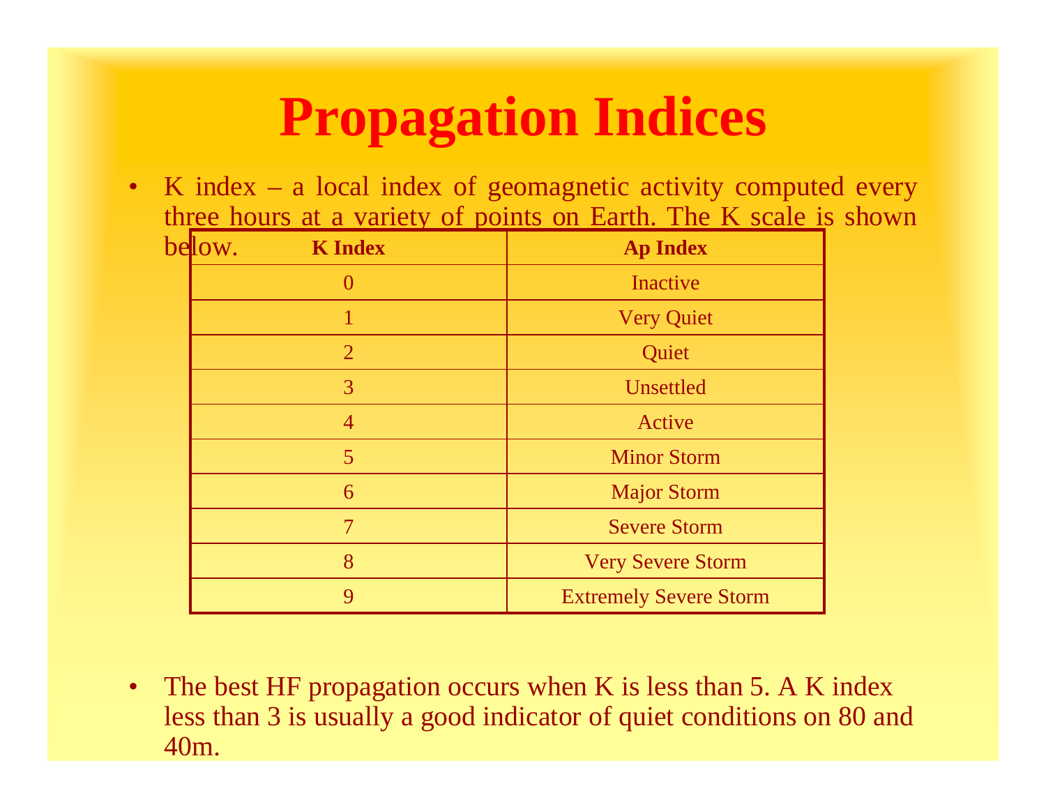# Propagation Indices

- K index – a local index of geomagnetic activity computed every three hours at a variety of points on Earth. The K scale is shown below.

| K Index | Ap Index |
|---|---|
| 0 | Inactive |
| 1 | Very Quiet |
| 2 | Quiet |
| 3 | Unsettled |
| 4 | Active |
| 5 | Minor Storm |
| 6 | Major Storm |
| 7 | Severe Storm |
| 8 | Very Severe Storm |
| 9 | Extremely Severe Storm |

- The best HF propagation occurs when K is less than 5. A K index less than 3 is usually a good indicator of quiet conditions on 80 and 40m.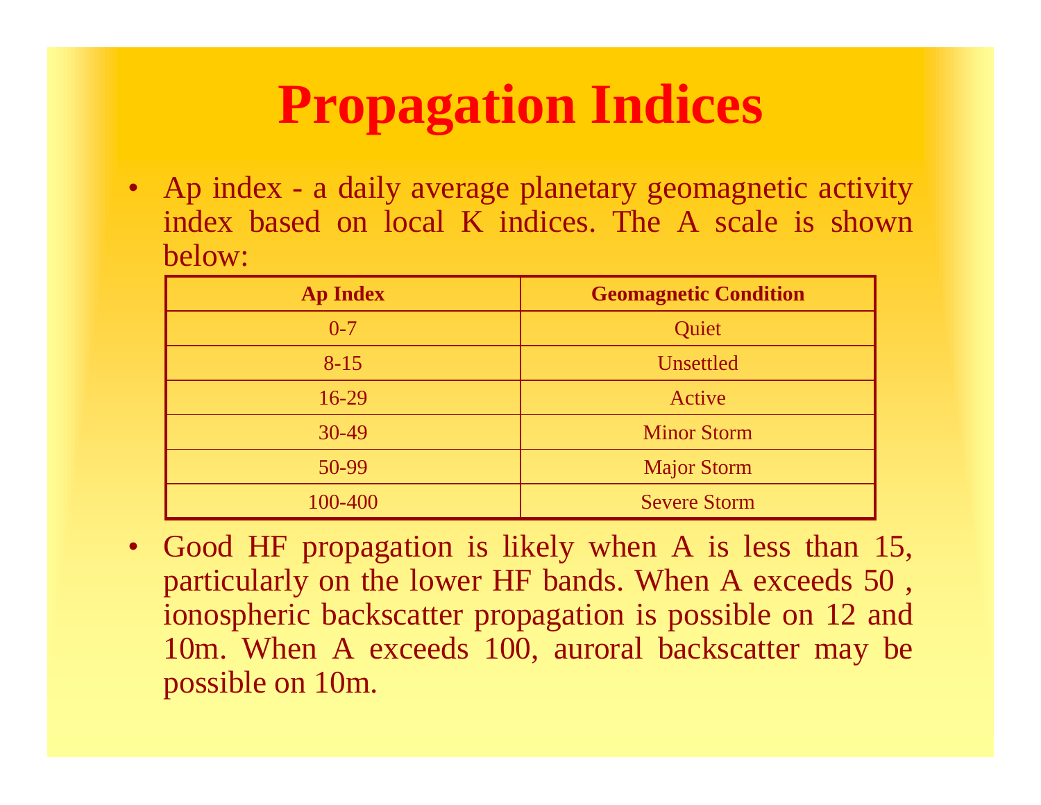# Propagation Indices

- Ap index - a daily average planetary geomagnetic activity index based on local K indices. The A scale is shown below:

| Ap Index | Geomagnetic Condition |
|---|---|
| 0-7 | Quiet |
| 8-15 | Unsettled |
| 16-29 | Active |
| 30-49 | Minor Storm |
| 50-99 | Major Storm |
| 100-400 | Severe Storm |

- Good HF propagation is likely when A is less than 15, particularly on the lower HF bands. When A exceeds 50 , ionospheric backscatter propagation is possible on 12 and 10m. When A exceeds 100, auroral backscatter may be possible on 10m.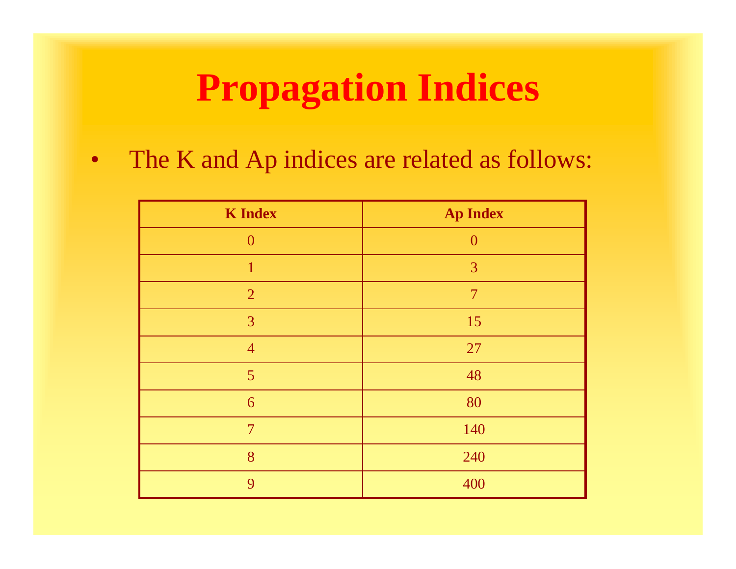# Propagation Indices

- The K and Ap indices are related as follows:

| K Index | Ap Index |
|---|---|
| 0 | 0 |
| 1 | 3 |
| 2 | 7 |
| 3 | 15 |
| 4 | 27 |
| 5 | 48 |
| 6 | 80 |
| 7 | 140 |
| 8 | 240 |
| 9 | 400 |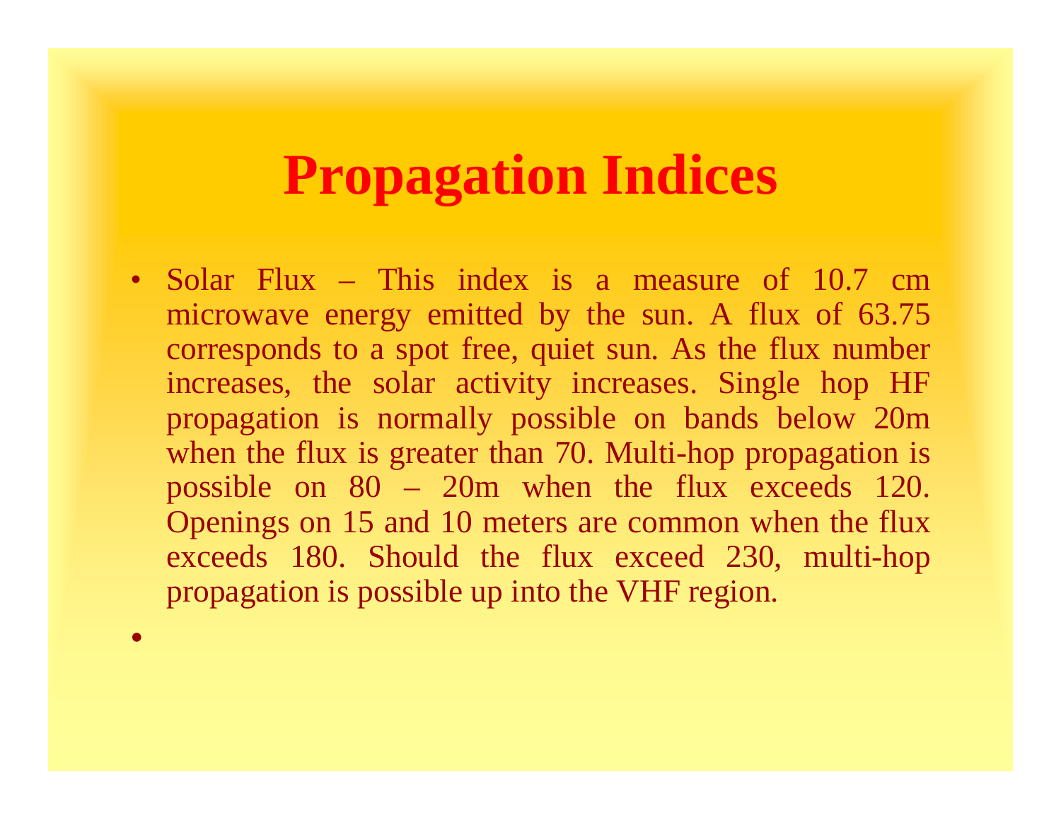# Propagation Indices

- Solar Flux – This index is a measure of 10.7 cm microwave energy emitted by the sun. A flux of 63.75 corresponds to a spot free, quiet sun. As the flux number increases, the solar activity increases. Single hop HF propagation is normally possible on bands below 20m when the flux is greater than 70. Multi-hop propagation is possible on 80 – 20m when the flux exceeds 120. Openings on 15 and 10 meters are common when the flux exceeds 180. Should the flux exceed 230, multi-hop propagation is possible up into the VHF region.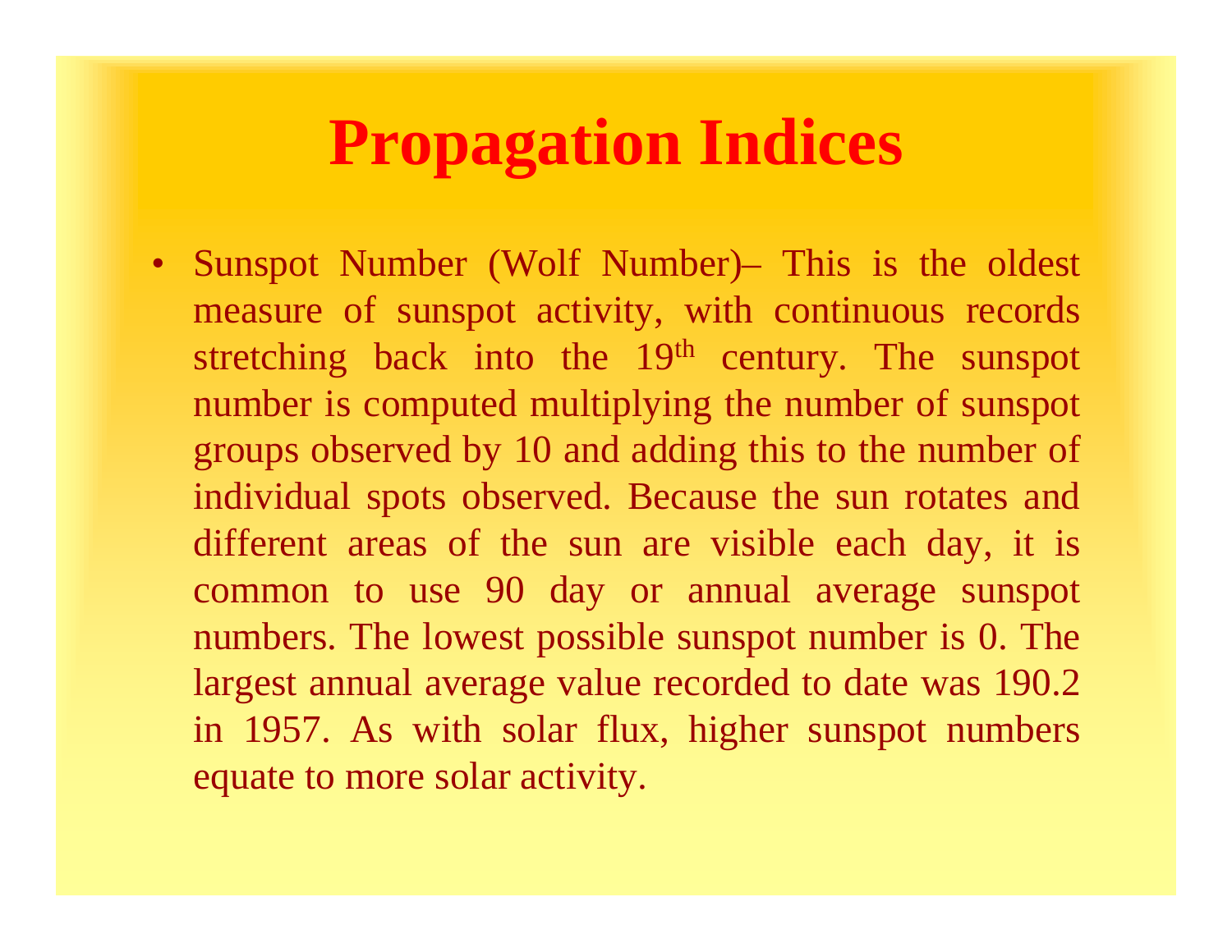# Propagation Indices

- Sunspot Number (Wolf Number)– This is the oldest measure of sunspot activity, with continuous records stretching back into the 19th century. The sunspot number is computed multiplying the number of sunspot groups observed by 10 and adding this to the number of individual spots observed. Because the sun rotates and different areas of the sun are visible each day, it is common to use 90 day or annual average sunspot numbers. The lowest possible sunspot number is 0. The largest annual average value recorded to date was 190.2 in 1957. As with solar flux, higher sunspot numbers equate to more solar activity.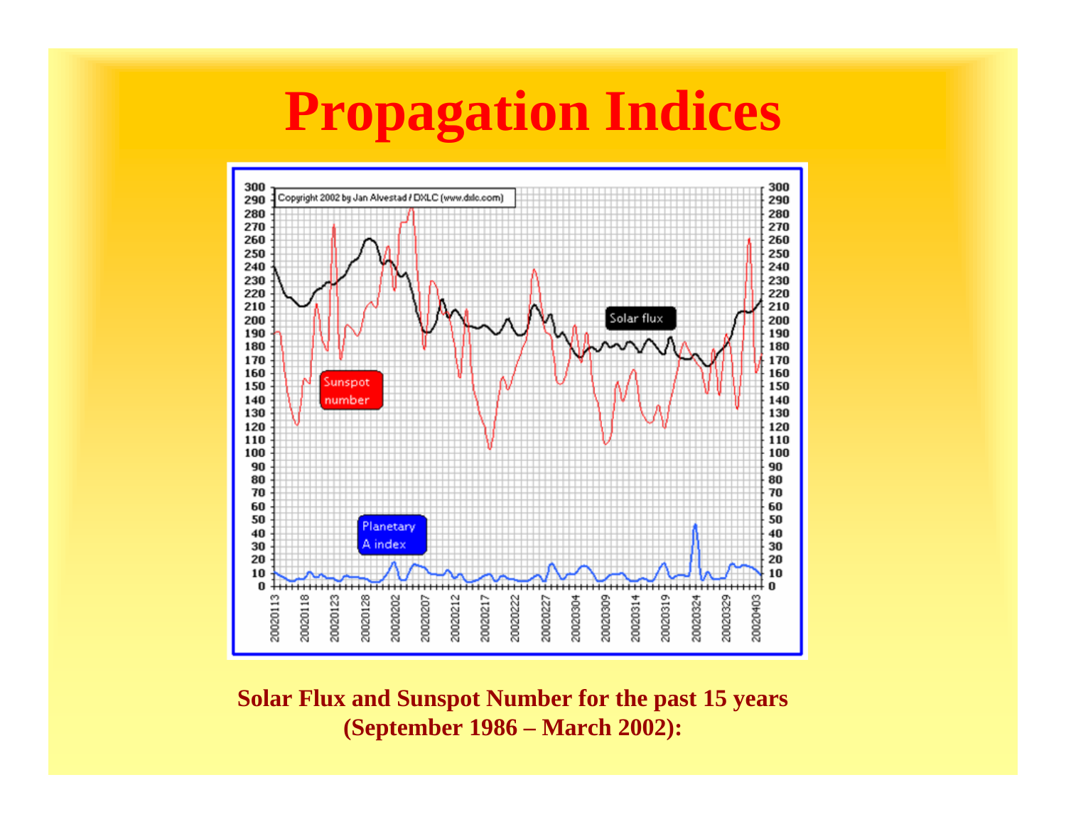# Propagation Indices

**Solar Flux and Sunspot Number for the past 15 years (September 1986 – March 2002):**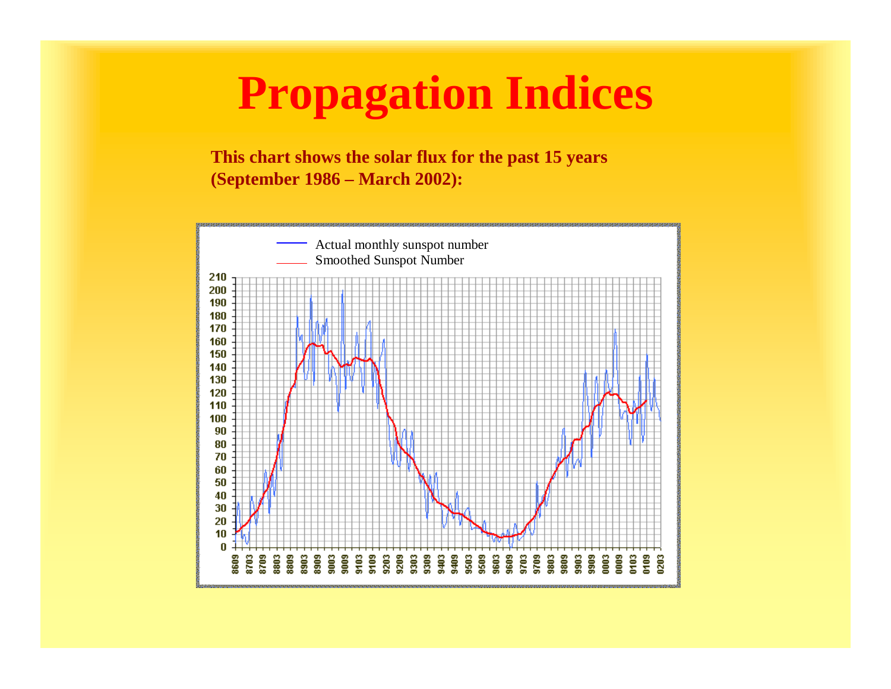# Propagation Indices

**This chart shows the solar flux for the past 15 years (September 1986 – March 2002):**

Actual monthly sunspot number
Smoothed Sunspot Number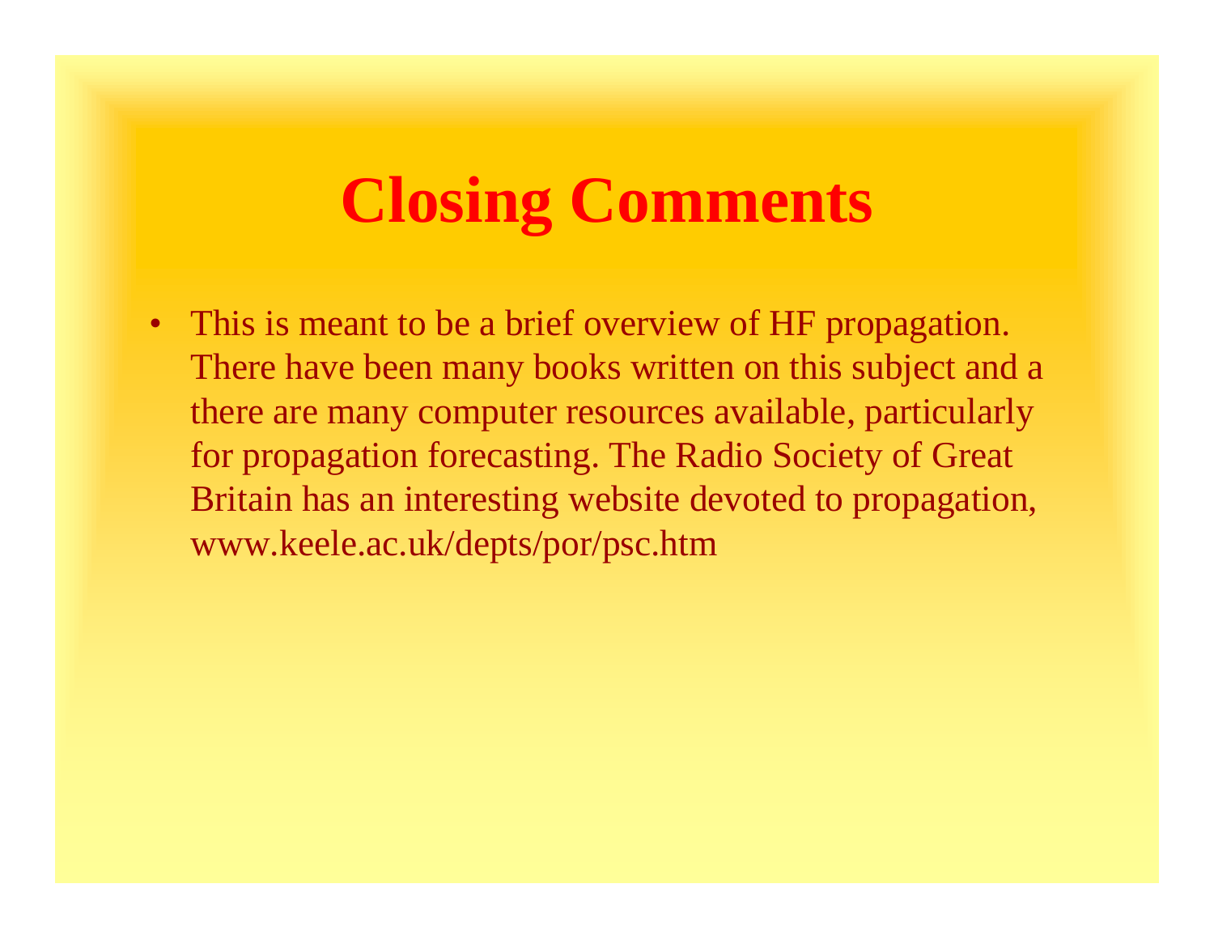# Closing Comments

- This is meant to be a brief overview of HF propagation. There have been many books written on this subject and a there are many computer resources available, particularly for propagation forecasting. The Radio Society of Great Britain has an interesting website devoted to propagation, www.keele.ac.uk/depts/por/psc.htm